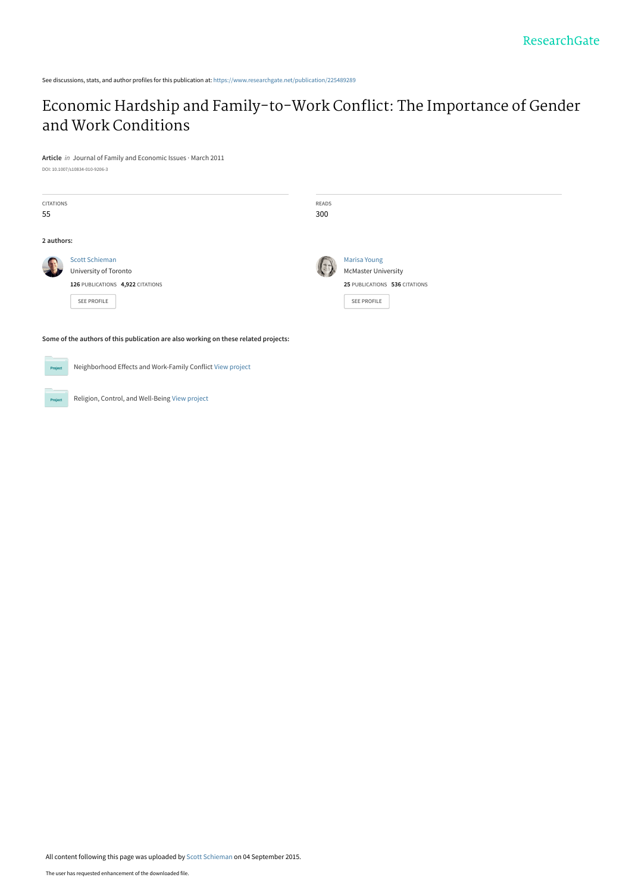ResearchGate

See discussions, stats, and author profiles for this publication at: https://www.researchgate.net/publication/225489289

# Economic Hardship and Family-to-Work Conflict: The Importance of Gender and Work Conditions

**Article** *in* Journal of Family and Economic Issues · March 2011

DOI: 10.1007/s10834-010-9206-3

| CITATIONS | READS |
| --- | --- |
| 55 | 300 |

**2 authors:**

Scott Schieman
University of Toronto
**126** PUBLICATIONS **4,922** CITATIONS
SEE PROFILE

Marisa Young
McMaster University
**25** PUBLICATIONS **536** CITATIONS
SEE PROFILE

**Some of the authors of this publication are also working on these related projects:**

Neighborhood Effects and Work-Family Conflict View project

Religion, Control, and Well-Being View project

All content following this page was uploaded by Scott Schieman on 04 September 2015.

The user has requested enhancement of the downloaded file.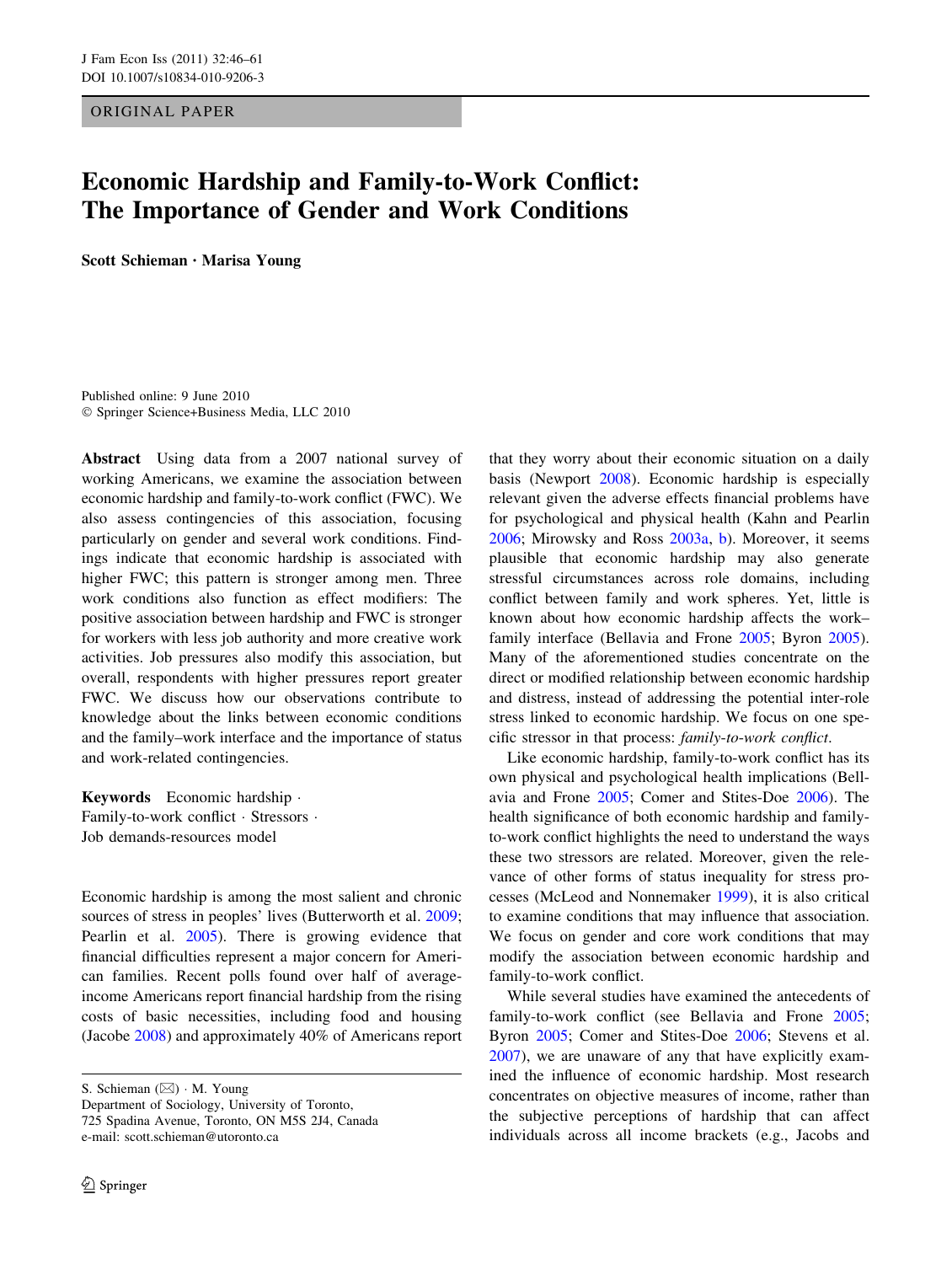ORIGINAL PAPER

# Economic Hardship and Family-to-Work Conflict: The Importance of Gender and Work Conditions

**Scott Schieman · Marisa Young**

Published online: 9 June 2010
© Springer Science+Business Media, LLC 2010

**Abstract** Using data from a 2007 national survey of working Americans, we examine the association between economic hardship and family-to-work conflict (FWC). We also assess contingencies of this association, focusing particularly on gender and several work conditions. Findings indicate that economic hardship is associated with higher FWC; this pattern is stronger among men. Three work conditions also function as effect modifiers: The positive association between hardship and FWC is stronger for workers with less job authority and more creative work activities. Job pressures also modify this association, but overall, respondents with higher pressures report greater FWC. We discuss how our observations contribute to knowledge about the links between economic conditions and the family–work interface and the importance of status and work-related contingencies.

**Keywords** Economic hardship · Family-to-work conflict · Stressors · Job demands-resources model

Economic hardship is among the most salient and chronic sources of stress in peoples' lives (Butterworth et al. 2009; Pearlin et al. 2005). There is growing evidence that financial difficulties represent a major concern for American families. Recent polls found over half of average-income Americans report financial hardship from the rising costs of basic necessities, including food and housing (Jacobe 2008) and approximately 40% of Americans report that they worry about their economic situation on a daily basis (Newport 2008). Economic hardship is especially relevant given the adverse effects financial problems have for psychological and physical health (Kahn and Pearlin 2006; Mirowsky and Ross 2003a, b). Moreover, it seems plausible that economic hardship may also generate stressful circumstances across role domains, including conflict between family and work spheres. Yet, little is known about how economic hardship affects the work–family interface (Bellavia and Frone 2005; Byron 2005). Many of the aforementioned studies concentrate on the direct or modified relationship between economic hardship and distress, instead of addressing the potential inter-role stress linked to economic hardship. We focus on one specific stressor in that process: *family-to-work conflict*.

Like economic hardship, family-to-work conflict has its own physical and psychological health implications (Bellavia and Frone 2005; Comer and Stites-Doe 2006). The health significance of both economic hardship and family-to-work conflict highlights the need to understand the ways these two stressors are related. Moreover, given the relevance of other forms of status inequality for stress processes (McLeod and Nonnemaker 1999), it is also critical to examine conditions that may influence that association. We focus on gender and core work conditions that may modify the association between economic hardship and family-to-work conflict.

While several studies have examined the antecedents of family-to-work conflict (see Bellavia and Frone 2005; Byron 2005; Comer and Stites-Doe 2006; Stevens et al. 2007), we are unaware of any that have explicitly examined the influence of economic hardship. Most research concentrates on objective measures of income, rather than the subjective perceptions of hardship that can affect individuals across all income brackets (e.g., Jacobs and

---

S. Schieman (✉) · M. Young
Department of Sociology, University of Toronto,
725 Spadina Avenue, Toronto, ON M5S 2J4, Canada
e-mail: scott.schieman@utoronto.ca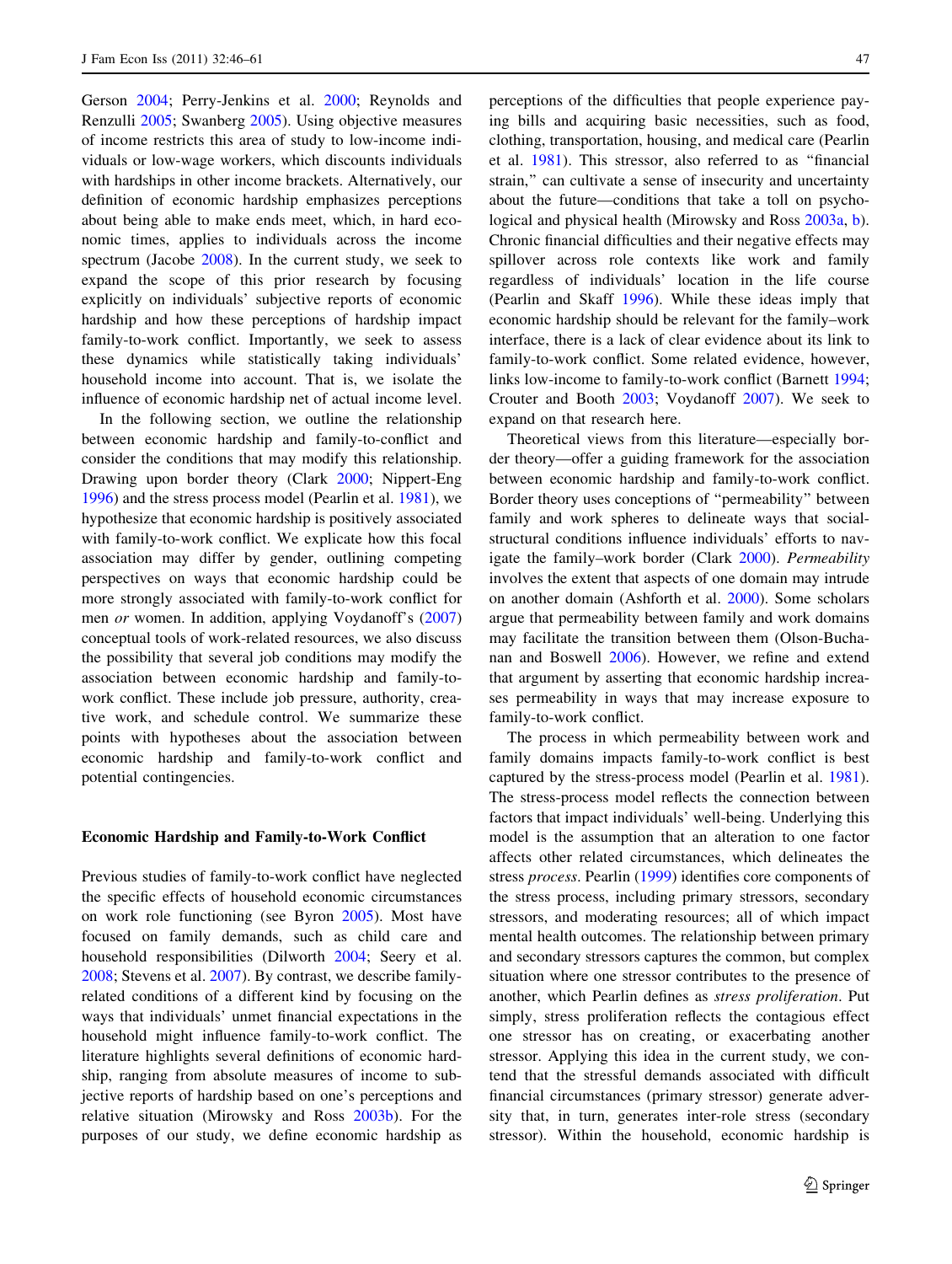Gerson 2004; Perry-Jenkins et al. 2000; Reynolds and Renzulli 2005; Swanberg 2005). Using objective measures of income restricts this area of study to low-income individuals or low-wage workers, which discounts individuals with hardships in other income brackets. Alternatively, our definition of economic hardship emphasizes perceptions about being able to make ends meet, which, in hard economic times, applies to individuals across the income spectrum (Jacobe 2008). In the current study, we seek to expand the scope of this prior research by focusing explicitly on individuals' subjective reports of economic hardship and how these perceptions of hardship impact family-to-work conflict. Importantly, we seek to assess these dynamics while statistically taking individuals' household income into account. That is, we isolate the influence of economic hardship net of actual income level.

In the following section, we outline the relationship between economic hardship and family-to-conflict and consider the conditions that may modify this relationship. Drawing upon border theory (Clark 2000; Nippert-Eng 1996) and the stress process model (Pearlin et al. 1981), we hypothesize that economic hardship is positively associated with family-to-work conflict. We explicate how this focal association may differ by gender, outlining competing perspectives on ways that economic hardship could be more strongly associated with family-to-work conflict for men *or* women. In addition, applying Voydanoff's (2007) conceptual tools of work-related resources, we also discuss the possibility that several job conditions may modify the association between economic hardship and family-to-work conflict. These include job pressure, authority, creative work, and schedule control. We summarize these points with hypotheses about the association between economic hardship and family-to-work conflict and potential contingencies.

### Economic Hardship and Family-to-Work Conflict

Previous studies of family-to-work conflict have neglected the specific effects of household economic circumstances on work role functioning (see Byron 2005). Most have focused on family demands, such as child care and household responsibilities (Dilworth 2004; Seery et al. 2008; Stevens et al. 2007). By contrast, we describe family-related conditions of a different kind by focusing on the ways that individuals' unmet financial expectations in the household might influence family-to-work conflict. The literature highlights several definitions of economic hardship, ranging from absolute measures of income to subjective reports of hardship based on one's perceptions and relative situation (Mirowsky and Ross 2003b). For the purposes of our study, we define economic hardship as perceptions of the difficulties that people experience paying bills and acquiring basic necessities, such as food, clothing, transportation, housing, and medical care (Pearlin et al. 1981). This stressor, also referred to as "financial strain," can cultivate a sense of insecurity and uncertainty about the future—conditions that take a toll on psychological and physical health (Mirowsky and Ross 2003a, b). Chronic financial difficulties and their negative effects may spillover across role contexts like work and family regardless of individuals' location in the life course (Pearlin and Skaff 1996). While these ideas imply that economic hardship should be relevant for the family–work interface, there is a lack of clear evidence about its link to family-to-work conflict. Some related evidence, however, links low-income to family-to-work conflict (Barnett 1994; Crouter and Booth 2003; Voydanoff 2007). We seek to expand on that research here.

Theoretical views from this literature—especially border theory—offer a guiding framework for the association between economic hardship and family-to-work conflict. Border theory uses conceptions of "permeability" between family and work spheres to delineate ways that social-structural conditions influence individuals' efforts to navigate the family–work border (Clark 2000). *Permeability* involves the extent that aspects of one domain may intrude on another domain (Ashforth et al. 2000). Some scholars argue that permeability between family and work domains may facilitate the transition between them (Olson-Buchanan and Boswell 2006). However, we refine and extend that argument by asserting that economic hardship increases permeability in ways that may increase exposure to family-to-work conflict.

The process in which permeability between work and family domains impacts family-to-work conflict is best captured by the stress-process model (Pearlin et al. 1981). The stress-process model reflects the connection between factors that impact individuals' well-being. Underlying this model is the assumption that an alteration to one factor affects other related circumstances, which delineates the stress *process*. Pearlin (1999) identifies core components of the stress process, including primary stressors, secondary stressors, and moderating resources; all of which impact mental health outcomes. The relationship between primary and secondary stressors captures the common, but complex situation where one stressor contributes to the presence of another, which Pearlin defines as *stress proliferation*. Put simply, stress proliferation reflects the contagious effect one stressor has on creating, or exacerbating another stressor. Applying this idea in the current study, we contend that the stressful demands associated with difficult financial circumstances (primary stressor) generate adversity that, in turn, generates inter-role stress (secondary stressor). Within the household, economic hardship is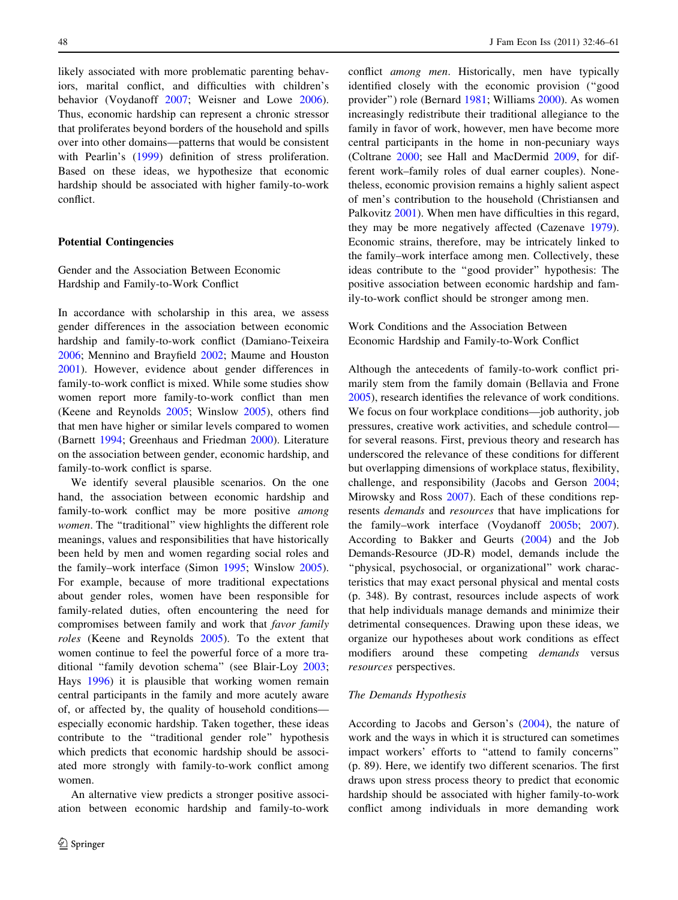likely associated with more problematic parenting behaviors, marital conflict, and difficulties with children's behavior (Voydanoff 2007; Weisner and Lowe 2006). Thus, economic hardship can represent a chronic stressor that proliferates beyond borders of the household and spills over into other domains—patterns that would be consistent with Pearlin's (1999) definition of stress proliferation. Based on these ideas, we hypothesize that economic hardship should be associated with higher family-to-work conflict.

## Potential Contingencies

### Gender and the Association Between Economic Hardship and Family-to-Work Conflict

In accordance with scholarship in this area, we assess gender differences in the association between economic hardship and family-to-work conflict (Damiano-Teixeira 2006; Mennino and Brayfield 2002; Maume and Houston 2001). However, evidence about gender differences in family-to-work conflict is mixed. While some studies show women report more family-to-work conflict than men (Keene and Reynolds 2005; Winslow 2005), others find that men have higher or similar levels compared to women (Barnett 1994; Greenhaus and Friedman 2000). Literature on the association between gender, economic hardship, and family-to-work conflict is sparse.

We identify several plausible scenarios. On the one hand, the association between economic hardship and family-to-work conflict may be more positive *among women*. The "traditional" view highlights the different role meanings, values and responsibilities that have historically been held by men and women regarding social roles and the family–work interface (Simon 1995; Winslow 2005). For example, because of more traditional expectations about gender roles, women have been responsible for family-related duties, often encountering the need for compromises between family and work that *favor family roles* (Keene and Reynolds 2005). To the extent that women continue to feel the powerful force of a more traditional "family devotion schema" (see Blair-Loy 2003; Hays 1996) it is plausible that working women remain central participants in the family and more acutely aware of, or affected by, the quality of household conditions—especially economic hardship. Taken together, these ideas contribute to the "traditional gender role" hypothesis which predicts that economic hardship should be associated more strongly with family-to-work conflict among women.

An alternative view predicts a stronger positive association between economic hardship and family-to-work conflict *among men*. Historically, men have typically identified closely with the economic provision ("good provider") role (Bernard 1981; Williams 2000). As women increasingly redistribute their traditional allegiance to the family in favor of work, however, men have become more central participants in the home in non-pecuniary ways (Coltrane 2000; see Hall and MacDermid 2009, for different work–family roles of dual earner couples). Nonetheless, economic provision remains a highly salient aspect of men's contribution to the household (Christiansen and Palkovitz 2001). When men have difficulties in this regard, they may be more negatively affected (Cazenave 1979). Economic strains, therefore, may be intricately linked to the family–work interface among men. Collectively, these ideas contribute to the "good provider" hypothesis: The positive association between economic hardship and family-to-work conflict should be stronger among men.

### Work Conditions and the Association Between Economic Hardship and Family-to-Work Conflict

Although the antecedents of family-to-work conflict primarily stem from the family domain (Bellavia and Frone 2005), research identifies the relevance of work conditions. We focus on four workplace conditions—job authority, job pressures, creative work activities, and schedule control—for several reasons. First, previous theory and research has underscored the relevance of these conditions for different but overlapping dimensions of workplace status, flexibility, challenge, and responsibility (Jacobs and Gerson 2004; Mirowsky and Ross 2007). Each of these conditions represents *demands* and *resources* that have implications for the family–work interface (Voydanoff 2005b; 2007). According to Bakker and Geurts (2004) and the Job Demands-Resource (JD-R) model, demands include the "physical, psychosocial, or organizational" work characteristics that may exact personal physical and mental costs (p. 348). By contrast, resources include aspects of work that help individuals manage demands and minimize their detrimental consequences. Drawing upon these ideas, we organize our hypotheses about work conditions as effect modifiers around these competing *demands* versus *resources* perspectives.

#### *The Demands Hypothesis*

According to Jacobs and Gerson's (2004), the nature of work and the ways in which it is structured can sometimes impact workers' efforts to "attend to family concerns" (p. 89). Here, we identify two different scenarios. The first draws upon stress process theory to predict that economic hardship should be associated with higher family-to-work conflict among individuals in more demanding work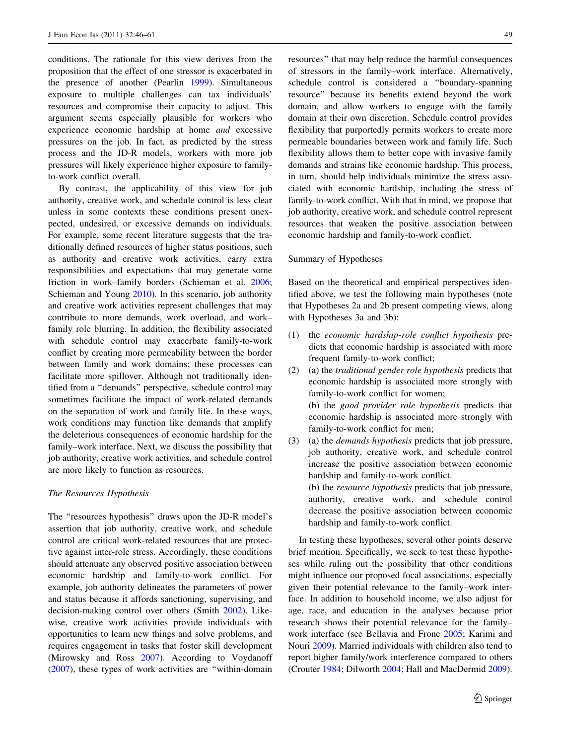conditions. The rationale for this view derives from the proposition that the effect of one stressor is exacerbated in the presence of another (Pearlin 1999). Simultaneous exposure to multiple challenges can tax individuals' resources and compromise their capacity to adjust. This argument seems especially plausible for workers who experience economic hardship at home *and* excessive pressures on the job. In fact, as predicted by the stress process and the JD-R models, workers with more job pressures will likely experience higher exposure to family-to-work conflict overall.

By contrast, the applicability of this view for job authority, creative work, and schedule control is less clear unless in some contexts these conditions present unexpected, undesired, or excessive demands on individuals. For example, some recent literature suggests that the traditionally defined resources of higher status positions, such as authority and creative work activities, carry extra responsibilities and expectations that may generate some friction in work–family borders (Schieman et al. 2006; Schieman and Young 2010). In this scenario, job authority and creative work activities represent challenges that may contribute to more demands, work overload, and work–family role blurring. In addition, the flexibility associated with schedule control may exacerbate family-to-work conflict by creating more permeability between the border between family and work domains; these processes can facilitate more spillover. Although not traditionally identified from a "demands" perspective, schedule control may sometimes facilitate the impact of work-related demands on the separation of work and family life. In these ways, work conditions may function like demands that amplify the deleterious consequences of economic hardship for the family–work interface. Next, we discuss the possibility that job authority, creative work activities, and schedule control are more likely to function as resources.

### *The Resources Hypothesis*

The "resources hypothesis" draws upon the JD-R model's assertion that job authority, creative work, and schedule control are critical work-related resources that are protective against inter-role stress. Accordingly, these conditions should attenuate any observed positive association between economic hardship and family-to-work conflict. For example, job authority delineates the parameters of power and status because it affords sanctioning, supervising, and decision-making control over others (Smith 2002). Likewise, creative work activities provide individuals with opportunities to learn new things and solve problems, and requires engagement in tasks that foster skill development (Mirowsky and Ross 2007). According to Voydanoff (2007), these types of work activities are "within-domain resources" that may help reduce the harmful consequences of stressors in the family–work interface. Alternatively, schedule control is considered a "boundary-spanning resource" because its benefits extend beyond the work domain, and allow workers to engage with the family domain at their own discretion. Schedule control provides flexibility that purportedly permits workers to create more permeable boundaries between work and family life. Such flexibility allows them to better cope with invasive family demands and strains like economic hardship. This process, in turn, should help individuals minimize the stress associated with economic hardship, including the stress of family-to-work conflict. With that in mind, we propose that job authority, creative work, and schedule control represent resources that weaken the positive association between economic hardship and family-to-work conflict.

### Summary of Hypotheses

Based on the theoretical and empirical perspectives identified above, we test the following main hypotheses (note that Hypotheses 2a and 2b present competing views, along with Hypotheses 3a and 3b):

(1) the *economic hardship-role conflict hypothesis* predicts that economic hardship is associated with more frequent family-to-work conflict;

(2) (a) the *traditional gender role hypothesis* predicts that economic hardship is associated more strongly with family-to-work conflict for women;
(b) the *good provider role hypothesis* predicts that economic hardship is associated more strongly with family-to-work conflict for men;

(3) (a) the *demands hypothesis* predicts that job pressure, job authority, creative work, and schedule control increase the positive association between economic hardship and family-to-work conflict.
(b) the *resource hypothesis* predicts that job pressure, authority, creative work, and schedule control decrease the positive association between economic hardship and family-to-work conflict.

In testing these hypotheses, several other points deserve brief mention. Specifically, we seek to test these hypotheses while ruling out the possibility that other conditions might influence our proposed focal associations, especially given their potential relevance to the family–work interface. In addition to household income, we also adjust for age, race, and education in the analyses because prior research shows their potential relevance for the family–work interface (see Bellavia and Frone 2005; Karimi and Nouri 2009). Married individuals with children also tend to report higher family/work interference compared to others (Crouter 1984; Dilworth 2004; Hall and MacDermid 2009).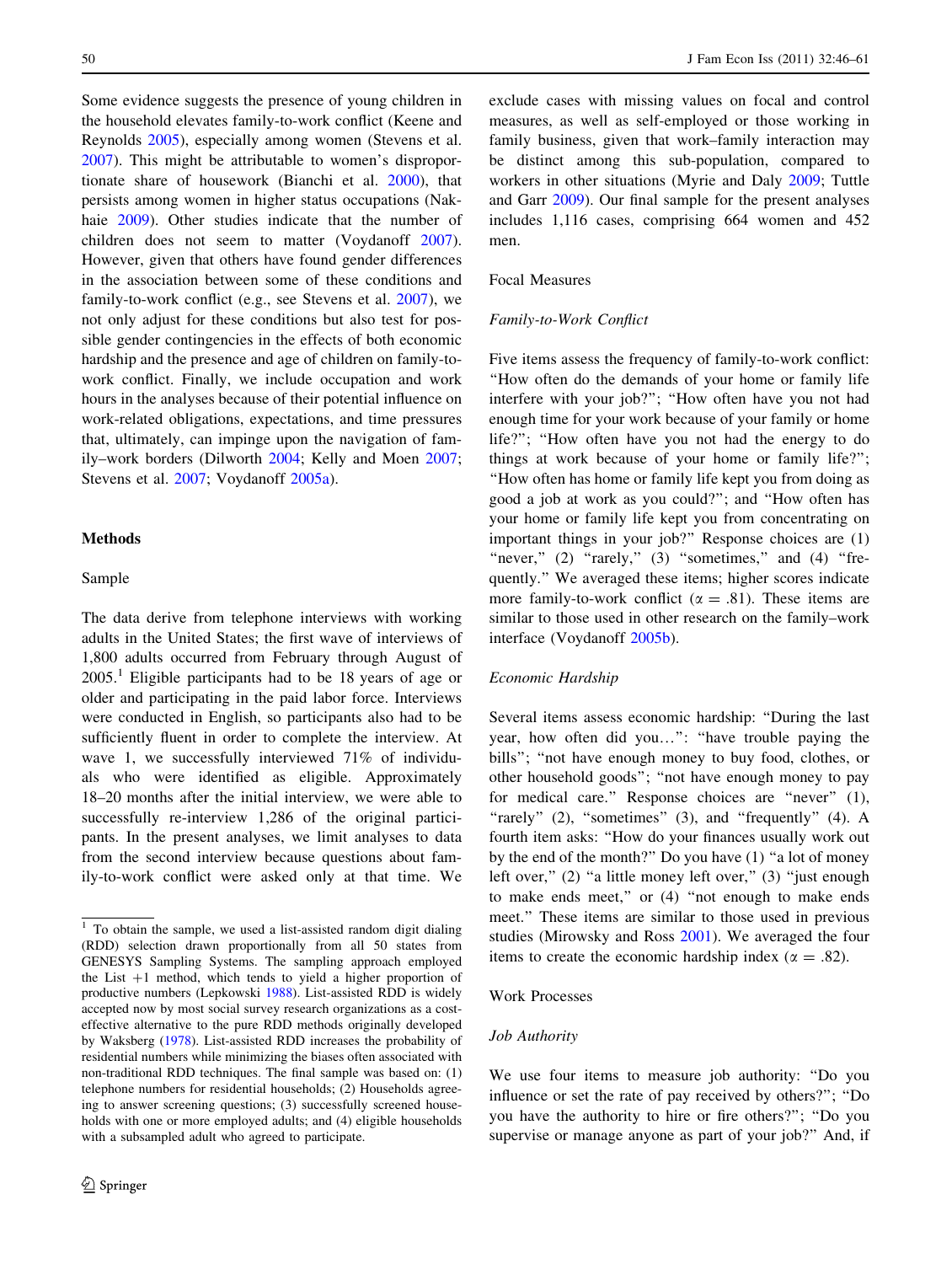Some evidence suggests the presence of young children in the household elevates family-to-work conflict (Keene and Reynolds 2005), especially among women (Stevens et al. 2007). This might be attributable to women's disproportionate share of housework (Bianchi et al. 2000), that persists among women in higher status occupations (Nakhaie 2009). Other studies indicate that the number of children does not seem to matter (Voydanoff 2007). However, given that others have found gender differences in the association between some of these conditions and family-to-work conflict (e.g., see Stevens et al. 2007), we not only adjust for these conditions but also test for possible gender contingencies in the effects of both economic hardship and the presence and age of children on family-to-work conflict. Finally, we include occupation and work hours in the analyses because of their potential influence on work-related obligations, expectations, and time pressures that, ultimately, can impinge upon the navigation of family–work borders (Dilworth 2004; Kelly and Moen 2007; Stevens et al. 2007; Voydanoff 2005a).

## Methods

### Sample

The data derive from telephone interviews with working adults in the United States; the first wave of interviews of 1,800 adults occurred from February through August of 2005.[1] Eligible participants had to be 18 years of age or older and participating in the paid labor force. Interviews were conducted in English, so participants also had to be sufficiently fluent in order to complete the interview. At wave 1, we successfully interviewed 71% of individuals who were identified as eligible. Approximately 18–20 months after the initial interview, we were able to successfully re-interview 1,286 of the original participants. In the present analyses, we limit analyses to data from the second interview because questions about family-to-work conflict were asked only at that time. We exclude cases with missing values on focal and control measures, as well as self-employed or those working in family business, given that work–family interaction may be distinct among this sub-population, compared to workers in other situations (Myrie and Daly 2009; Tuttle and Garr 2009). Our final sample for the present analyses includes 1,116 cases, comprising 664 women and 452 men.

### Focal Measures

#### *Family-to-Work Conflict*

Five items assess the frequency of family-to-work conflict: "How often do the demands of your home or family life interfere with your job?"; "How often have you not had enough time for your work because of your family or home life?"; "How often have you not had the energy to do things at work because of your home or family life?"; "How often has home or family life kept you from doing as good a job at work as you could?"; and "How often has your home or family life kept you from concentrating on important things in your job?" Response choices are (1) "never," (2) "rarely," (3) "sometimes," and (4) "frequently." We averaged these items; higher scores indicate more family-to-work conflict ($\alpha = .81$). These items are similar to those used in other research on the family–work interface (Voydanoff 2005b).

#### *Economic Hardship*

Several items assess economic hardship: "During the last year, how often did you…": "have trouble paying the bills"; "not have enough money to buy food, clothes, or other household goods"; "not have enough money to pay for medical care." Response choices are "never" (1), "rarely" (2), "sometimes" (3), and "frequently" (4). A fourth item asks: "How do your finances usually work out by the end of the month?" Do you have (1) "a lot of money left over," (2) "a little money left over," (3) "just enough to make ends meet," or (4) "not enough to make ends meet." These items are similar to those used in previous studies (Mirowsky and Ross 2001). We averaged the four items to create the economic hardship index ($\alpha = .82$).

### Work Processes

#### *Job Authority*

We use four items to measure job authority: "Do you influence or set the rate of pay received by others?"; "Do you have the authority to hire or fire others?"; "Do you supervise or manage anyone as part of your job?" And, if

---

[1] To obtain the sample, we used a list-assisted random digit dialing (RDD) selection drawn proportionally from all 50 states from GENESYS Sampling Systems. The sampling approach employed the List +1 method, which tends to yield a higher proportion of productive numbers (Lepkowski 1988). List-assisted RDD is widely accepted now by most social survey research organizations as a cost-effective alternative to the pure RDD methods originally developed by Waksberg (1978). List-assisted RDD increases the probability of residential numbers while minimizing the biases often associated with non-traditional RDD techniques. The final sample was based on: (1) telephone numbers for residential households; (2) Households agreeing to answer screening questions; (3) successfully screened households with one or more employed adults; and (4) eligible households with a subsampled adult who agreed to participate.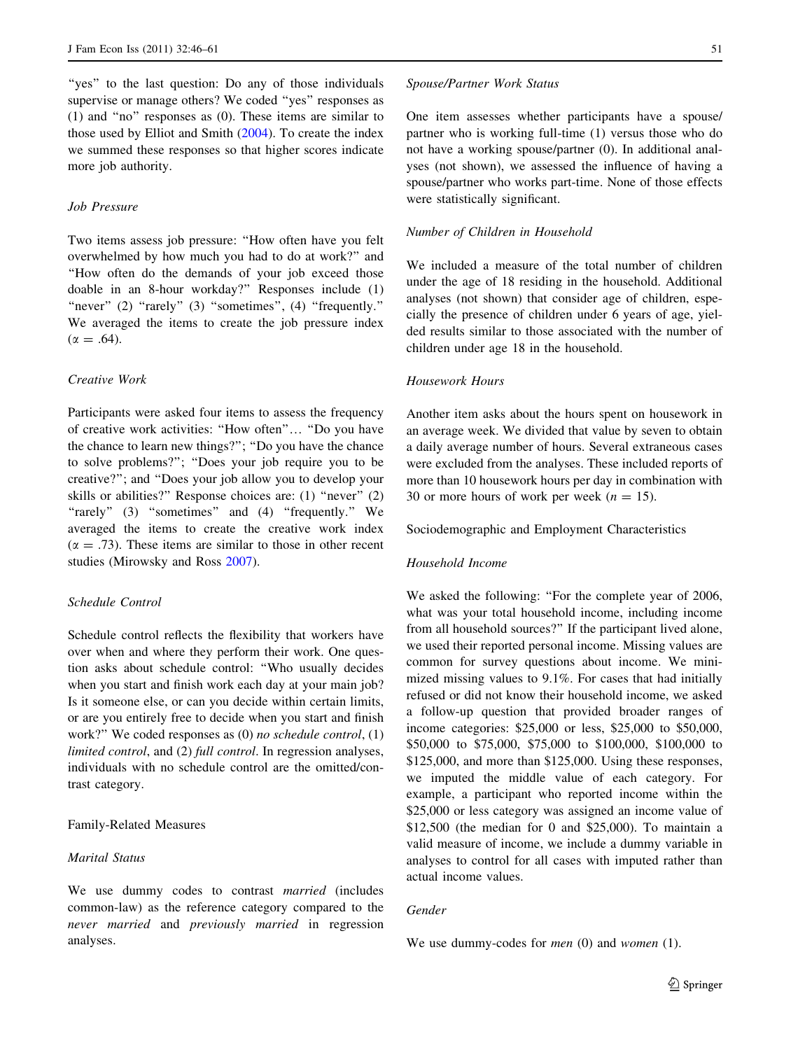"yes" to the last question: Do any of those individuals supervise or manage others? We coded "yes" responses as (1) and "no" responses as (0). These items are similar to those used by Elliot and Smith (2004). To create the index we summed these responses so that higher scores indicate more job authority.

### *Job Pressure*

Two items assess job pressure: "How often have you felt overwhelmed by how much you had to do at work?" and "How often do the demands of your job exceed those doable in an 8-hour workday?" Responses include (1) "never" (2) "rarely" (3) "sometimes", (4) "frequently." We averaged the items to create the job pressure index ($\alpha = .64$).

### *Creative Work*

Participants were asked four items to assess the frequency of creative work activities: "How often"… "Do you have the chance to learn new things?"; "Do you have the chance to solve problems?"; "Does your job require you to be creative?"; and "Does your job allow you to develop your skills or abilities?" Response choices are: (1) "never" (2) "rarely" (3) "sometimes" and (4) "frequently." We averaged the items to create the creative work index ($\alpha = .73$). These items are similar to those in other recent studies (Mirowsky and Ross 2007).

### *Schedule Control*

Schedule control reflects the flexibility that workers have over when and where they perform their work. One question asks about schedule control: "Who usually decides when you start and finish work each day at your main job? Is it someone else, or can you decide within certain limits, or are you entirely free to decide when you start and finish work?" We coded responses as (0) *no schedule control*, (1) *limited control*, and (2) *full control*. In regression analyses, individuals with no schedule control are the omitted/contrast category.

## Family-Related Measures

### *Marital Status*

We use dummy codes to contrast *married* (includes common-law) as the reference category compared to the *never married* and *previously married* in regression analyses.

### *Spouse/Partner Work Status*

One item assesses whether participants have a spouse/partner who is working full-time (1) versus those who do not have a working spouse/partner (0). In additional analyses (not shown), we assessed the influence of having a spouse/partner who works part-time. None of those effects were statistically significant.

### *Number of Children in Household*

We included a measure of the total number of children under the age of 18 residing in the household. Additional analyses (not shown) that consider age of children, especially the presence of children under 6 years of age, yielded results similar to those associated with the number of children under age 18 in the household.

### *Housework Hours*

Another item asks about the hours spent on housework in an average week. We divided that value by seven to obtain a daily average number of hours. Several extraneous cases were excluded from the analyses. These included reports of more than 10 housework hours per day in combination with 30 or more hours of work per week ($n = 15$).

## Sociodemographic and Employment Characteristics

### *Household Income*

We asked the following: "For the complete year of 2006, what was your total household income, including income from all household sources?" If the participant lived alone, we used their reported personal income. Missing values are common for survey questions about income. We minimized missing values to 9.1%. For cases that had initially refused or did not know their household income, we asked a follow-up question that provided broader ranges of income categories: $25,000 or less, $25,000 to $50,000, $50,000 to $75,000, $75,000 to $100,000, $100,000 to $125,000, and more than $125,000. Using these responses, we imputed the middle value of each category. For example, a participant who reported income within the $25,000 or less category was assigned an income value of $12,500 (the median for 0 and $25,000). To maintain a valid measure of income, we include a dummy variable in analyses to control for all cases with imputed rather than actual income values.

### *Gender*

We use dummy-codes for *men* (0) and *women* (1).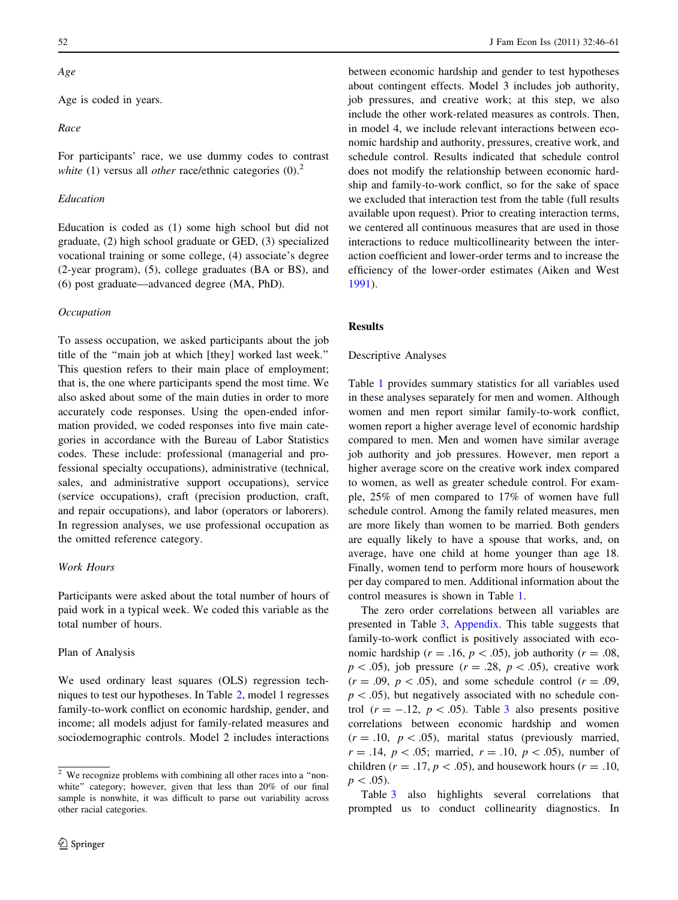*Age*

Age is coded in years.

*Race*

For participants' race, we use dummy codes to contrast *white* (1) versus all *other* race/ethnic categories (0).[2]

*Education*

Education is coded as (1) some high school but did not graduate, (2) high school graduate or GED, (3) specialized vocational training or some college, (4) associate's degree (2-year program), (5), college graduates (BA or BS), and (6) post graduate—advanced degree (MA, PhD).

*Occupation*

To assess occupation, we asked participants about the job title of the "main job at which [they] worked last week." This question refers to their main place of employment; that is, the one where participants spend the most time. We also asked about some of the main duties in order to more accurately code responses. Using the open-ended information provided, we coded responses into five main categories in accordance with the Bureau of Labor Statistics codes. These include: professional (managerial and professional specialty occupations), administrative (technical, sales, and administrative support occupations), service (service occupations), craft (precision production, craft, and repair occupations), and labor (operators or laborers). In regression analyses, we use professional occupation as the omitted reference category.

*Work Hours*

Participants were asked about the total number of hours of paid work in a typical week. We coded this variable as the total number of hours.

## Plan of Analysis

We used ordinary least squares (OLS) regression techniques to test our hypotheses. In Table 2, model 1 regresses family-to-work conflict on economic hardship, gender, and income; all models adjust for family-related measures and sociodemographic controls. Model 2 includes interactions between economic hardship and gender to test hypotheses about contingent effects. Model 3 includes job authority, job pressures, and creative work; at this step, we also include the other work-related measures as controls. Then, in model 4, we include relevant interactions between economic hardship and authority, pressures, creative work, and schedule control. Results indicated that schedule control does not modify the relationship between economic hardship and family-to-work conflict, so for the sake of space we excluded that interaction test from the table (full results available upon request). Prior to creating interaction terms, we centered all continuous measures that are used in those interactions to reduce multicollinearity between the interaction coefficient and lower-order terms and to increase the efficiency of the lower-order estimates (Aiken and West 1991).

# Results

## Descriptive Analyses

Table 1 provides summary statistics for all variables used in these analyses separately for men and women. Although women and men report similar family-to-work conflict, women report a higher average level of economic hardship compared to men. Men and women have similar average job authority and job pressures. However, men report a higher average score on the creative work index compared to women, as well as greater schedule control. For example, 25% of men compared to 17% of women have full schedule control. Among the family related measures, men are more likely than women to be married. Both genders are equally likely to have a spouse that works, and, on average, have one child at home younger than age 18. Finally, women tend to perform more hours of housework per day compared to men. Additional information about the control measures is shown in Table 1.

The zero order correlations between all variables are presented in Table 3, Appendix. This table suggests that family-to-work conflict is positively associated with economic hardship ($r = .16$, $p < .05$), job authority ($r = .08$, $p < .05$), job pressure ($r = .28$, $p < .05$), creative work ($r = .09$, $p < .05$), and some schedule control ($r = .09$, $p < .05$), but negatively associated with no schedule control ($r = -.12$, $p < .05$). Table 3 also presents positive correlations between economic hardship and women ($r = .10$, $p < .05$), marital status (previously married, $r = .14$, $p < .05$; married, $r = .10$, $p < .05$), number of children ($r = .17$, $p < .05$), and housework hours ($r = .10$, $p < .05$).

Table 3 also highlights several correlations that prompted us to conduct collinearity diagnostics. In

[2] We recognize problems with combining all other races into a "non-white" category; however, given that less than 20% of our final sample is nonwhite, it was difficult to parse out variability across other racial categories.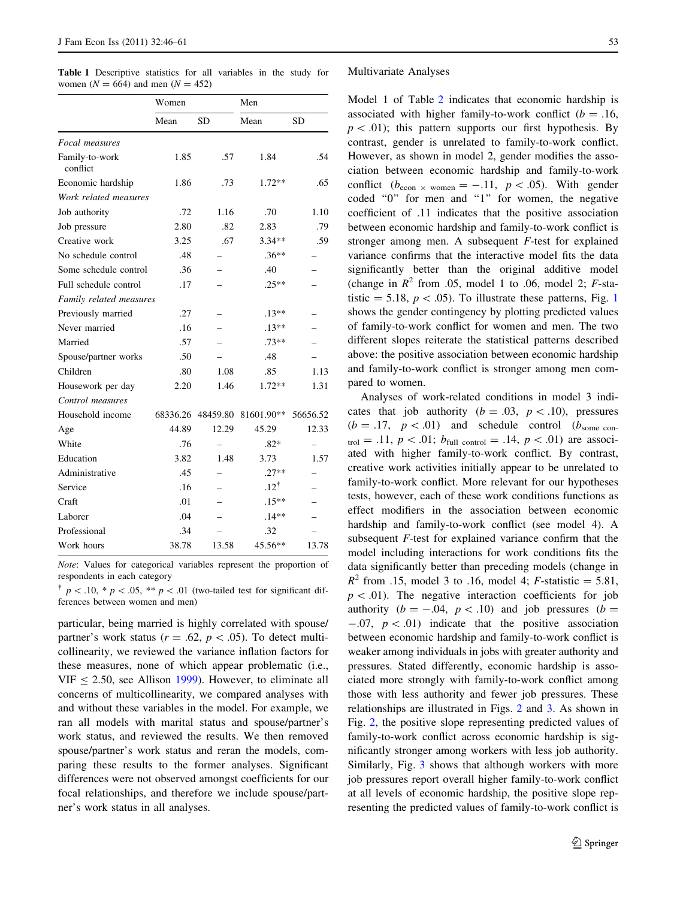**Table 1** Descriptive statistics for all variables in the study for women ($N = 664$) and men ($N = 452$)

| | Women | | Men | |
|---|---|---|---|---|
| | Mean | SD | Mean | SD |
| *Focal measures* | | | | |
| Family-to-work conflict | 1.85 | .57 | 1.84 | .54 |
| Economic hardship | 1.86 | .73 | 1.72** | .65 |
| *Work related measures* | | | | |
| Job authority | .72 | 1.16 | .70 | 1.10 |
| Job pressure | 2.80 | .82 | 2.83 | .79 |
| Creative work | 3.25 | .67 | 3.34** | .59 |
| No schedule control | .48 | – | .36** | – |
| Some schedule control | .36 | – | .40 | – |
| Full schedule control | .17 | – | .25** | – |
| *Family related measures* | | | | |
| Previously married | .27 | – | .13** | – |
| Never married | .16 | – | .13** | – |
| Married | .57 | – | .73** | – |
| Spouse/partner works | .50 | – | .48 | – |
| Children | .80 | 1.08 | .85 | 1.13 |
| Housework per day | 2.20 | 1.46 | 1.72** | 1.31 |
| *Control measures* | | | | |
| Household income | 68336.26 | 48459.80 | 81601.90** | 56656.52 |
| Age | 44.89 | 12.29 | 45.29 | 12.33 |
| White | .76 | – | .82* | – |
| Education | 3.82 | 1.48 | 3.73 | 1.57 |
| Administrative | .45 | – | .27** | – |
| Service | .16 | – | .12† | – |
| Craft | .01 | – | .15** | – |
| Laborer | .04 | – | .14** | – |
| Professional | .34 | – | .32 | – |
| Work hours | 38.78 | 13.58 | 45.56** | 13.78 |

*Note*: Values for categorical variables represent the proportion of respondents in each category

† $p < .10$, * $p < .05$, ** $p < .01$ (two-tailed test for significant differences between women and men)

particular, being married is highly correlated with spouse/partner's work status ($r = .62$, $p < .05$). To detect multicollinearity, we reviewed the variance inflation factors for these measures, none of which appear problematic (i.e., VIF $\leq 2.50$, see Allison 1999). However, to eliminate all concerns of multicollinearity, we compared analyses with and without these variables in the model. For example, we ran all models with marital status and spouse/partner's work status, and reviewed the results. We then removed spouse/partner's work status and reran the models, comparing these results to the former analyses. Significant differences were not observed amongst coefficients for our focal relationships, and therefore we include spouse/partner's work status in all analyses.

## Multivariate Analyses

Model 1 of Table 2 indicates that economic hardship is associated with higher family-to-work conflict ($b = .16$, $p < .01$); this pattern supports our first hypothesis. By contrast, gender is unrelated to family-to-work conflict. However, as shown in model 2, gender modifies the association between economic hardship and family-to-work conflict ($b_{\text{econ} \times \text{women}} = -.11$, $p < .05$). With gender coded "0" for men and "1" for women, the negative coefficient of .11 indicates that the positive association between economic hardship and family-to-work conflict is stronger among men. A subsequent *F*-test for explained variance confirms that the interactive model fits the data significantly better than the original additive model (change in $R^2$ from .05, model 1 to .06, model 2; *F*-statistic = 5.18, $p < .05$). To illustrate these patterns, Fig. 1 shows the gender contingency by plotting predicted values of family-to-work conflict for women and men. The two different slopes reiterate the statistical patterns described above: the positive association between economic hardship and family-to-work conflict is stronger among men compared to women.

Analyses of work-related conditions in model 3 indicates that job authority ($b = .03$, $p < .10$), pressures ($b = .17$, $p < .01$) and schedule control ($b_{\text{some control}} = .11$, $p < .01$; $b_{\text{full control}} = .14$, $p < .01$) are associated with higher family-to-work conflict. By contrast, creative work activities initially appear to be unrelated to family-to-work conflict. More relevant for our hypotheses tests, however, each of these work conditions functions as effect modifiers in the association between economic hardship and family-to-work conflict (see model 4). A subsequent *F*-test for explained variance confirm that the model including interactions for work conditions fits the data significantly better than preceding models (change in $R^2$ from .15, model 3 to .16, model 4; *F*-statistic = 5.81, $p < .01$). The negative interaction coefficients for job authority ($b = -.04$, $p < .10$) and job pressures ($b = -.07$, $p < .01$) indicate that the positive association between economic hardship and family-to-work conflict is weaker among individuals in jobs with greater authority and pressures. Stated differently, economic hardship is associated more strongly with family-to-work conflict among those with less authority and fewer job pressures. These relationships are illustrated in Figs. 2 and 3. As shown in Fig. 2, the positive slope representing predicted values of family-to-work conflict across economic hardship is significantly stronger among workers with less job authority. Similarly, Fig. 3 shows that although workers with more job pressures report overall higher family-to-work conflict at all levels of economic hardship, the positive slope representing the predicted values of family-to-work conflict is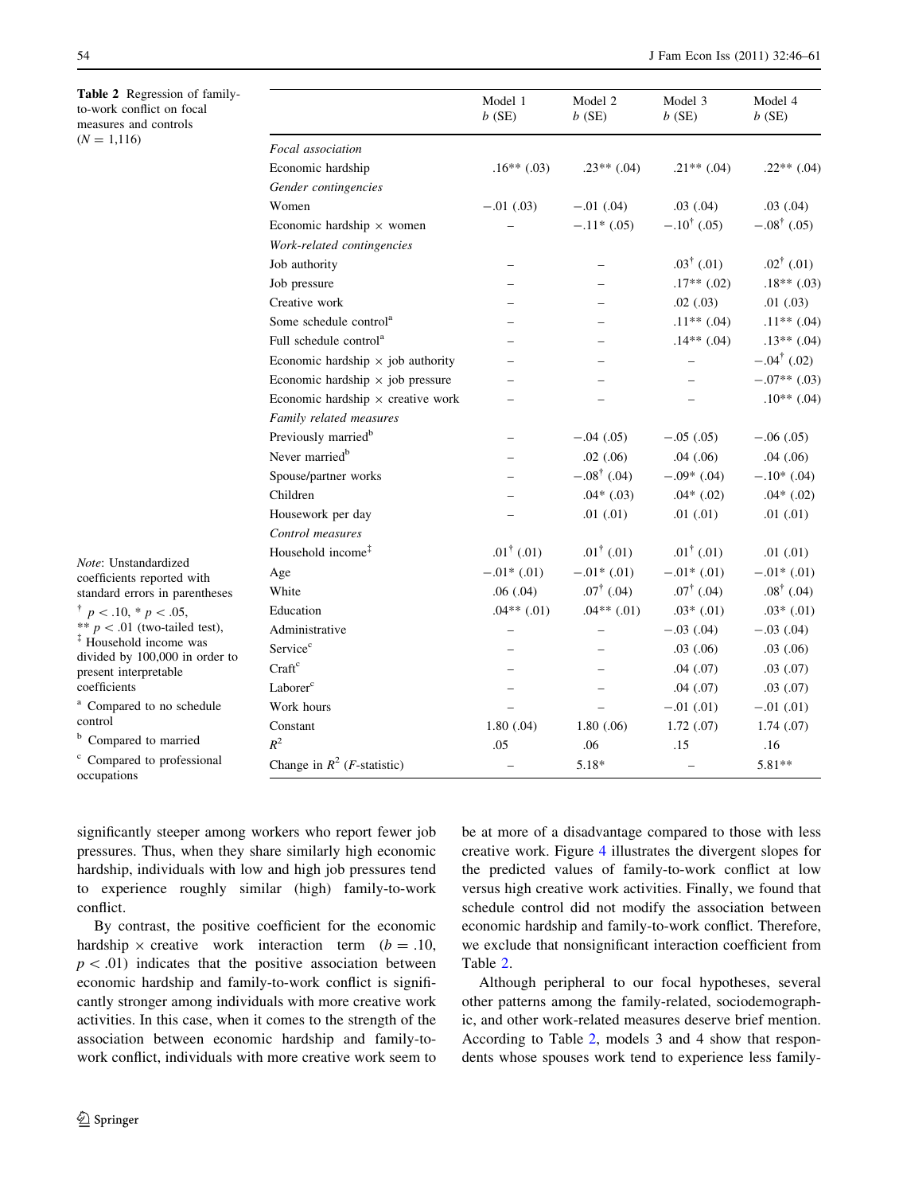**Table 2** Regression of family-to-work conflict on focal measures and controls ($N = 1{,}116$)

| | Model 1 $b$ (SE) | Model 2 $b$ (SE) | Model 3 $b$ (SE) | Model 4 $b$ (SE) |
|---|---|---|---|---|
| *Focal association* | | | | |
| Economic hardship | .16** (.03) | .23** (.04) | .21** (.04) | .22** (.04) |
| *Gender contingencies* | | | | |
| Women | −.01 (.03) | −.01 (.04) | .03 (.04) | .03 (.04) |
| Economic hardship × women | – | −.11* (.05) | −.10† (.05) | −.08† (.05) |
| *Work-related contingencies* | | | | |
| Job authority | – | – | .03† (.01) | .02† (.01) |
| Job pressure | – | – | .17** (.02) | .18** (.03) |
| Creative work | – | – | .02 (.03) | .01 (.03) |
| Some schedule control[a] | – | – | .11** (.04) | .11** (.04) |
| Full schedule control[a] | – | – | .14** (.04) | .13** (.04) |
| Economic hardship × job authority | – | – | – | −.04† (.02) |
| Economic hardship × job pressure | – | – | – | −.07** (.03) |
| Economic hardship × creative work | – | – | – | .10** (.04) |
| *Family related measures* | | | | |
| Previously married[b] | – | −.04 (.05) | −.05 (.05) | −.06 (.05) |
| Never married[b] | – | .02 (.06) | .04 (.06) | .04 (.06) |
| Spouse/partner works | – | −.08† (.04) | −.09* (.04) | −.10* (.04) |
| Children | – | .04* (.03) | .04* (.02) | .04* (.02) |
| Housework per day | – | .01 (.01) | .01 (.01) | .01 (.01) |
| *Control measures* | | | | |
| Household income‡ | .01† (.01) | .01† (.01) | .01† (.01) | .01 (.01) |
| Age | −.01* (.01) | −.01* (.01) | −.01* (.01) | −.01* (.01) |
| White | .06 (.04) | .07† (.04) | .07† (.04) | .08† (.04) |
| Education | .04** (.01) | .04** (.01) | .03* (.01) | .03* (.01) |
| Administrative | – | – | −.03 (.04) | −.03 (.04) |
| Service[c] | – | – | .03 (.06) | .03 (.06) |
| Craft[c] | – | – | .04 (.07) | .03 (.07) |
| Laborer[c] | – | – | .04 (.07) | .03 (.07) |
| Work hours | – | – | −.01 (.01) | −.01 (.01) |
| Constant | 1.80 (.04) | 1.80 (.06) | 1.72 (.07) | 1.74 (.07) |
| $R^2$ | .05 | .06 | .15 | .16 |
| Change in $R^2$ ($F$-statistic) | – | 5.18* | – | 5.81** |

*Note*: Unstandardized coefficients reported with standard errors in parentheses

† $p < .10$, * $p < .05$, ** $p < .01$ (two-tailed test), ‡ Household income was divided by 100,000 in order to present interpretable coefficients

[a] Compared to no schedule control

[b] Compared to married

[c] Compared to professional occupations

significantly steeper among workers who report fewer job pressures. Thus, when they share similarly high economic hardship, individuals with low and high job pressures tend to experience roughly similar (high) family-to-work conflict.

By contrast, the positive coefficient for the economic hardship × creative work interaction term ($b = .10$, $p < .01$) indicates that the positive association between economic hardship and family-to-work conflict is significantly stronger among individuals with more creative work activities. In this case, when it comes to the strength of the association between economic hardship and family-to-work conflict, individuals with more creative work seem to be at more of a disadvantage compared to those with less creative work. Figure 4 illustrates the divergent slopes for the predicted values of family-to-work conflict at low versus high creative work activities. Finally, we found that schedule control did not modify the association between economic hardship and family-to-work conflict. Therefore, we exclude that nonsignificant interaction coefficient from Table 2.

Although peripheral to our focal hypotheses, several other patterns among the family-related, sociodemographic, and other work-related measures deserve brief mention. According to Table 2, models 3 and 4 show that respondents whose spouses work tend to experience less family-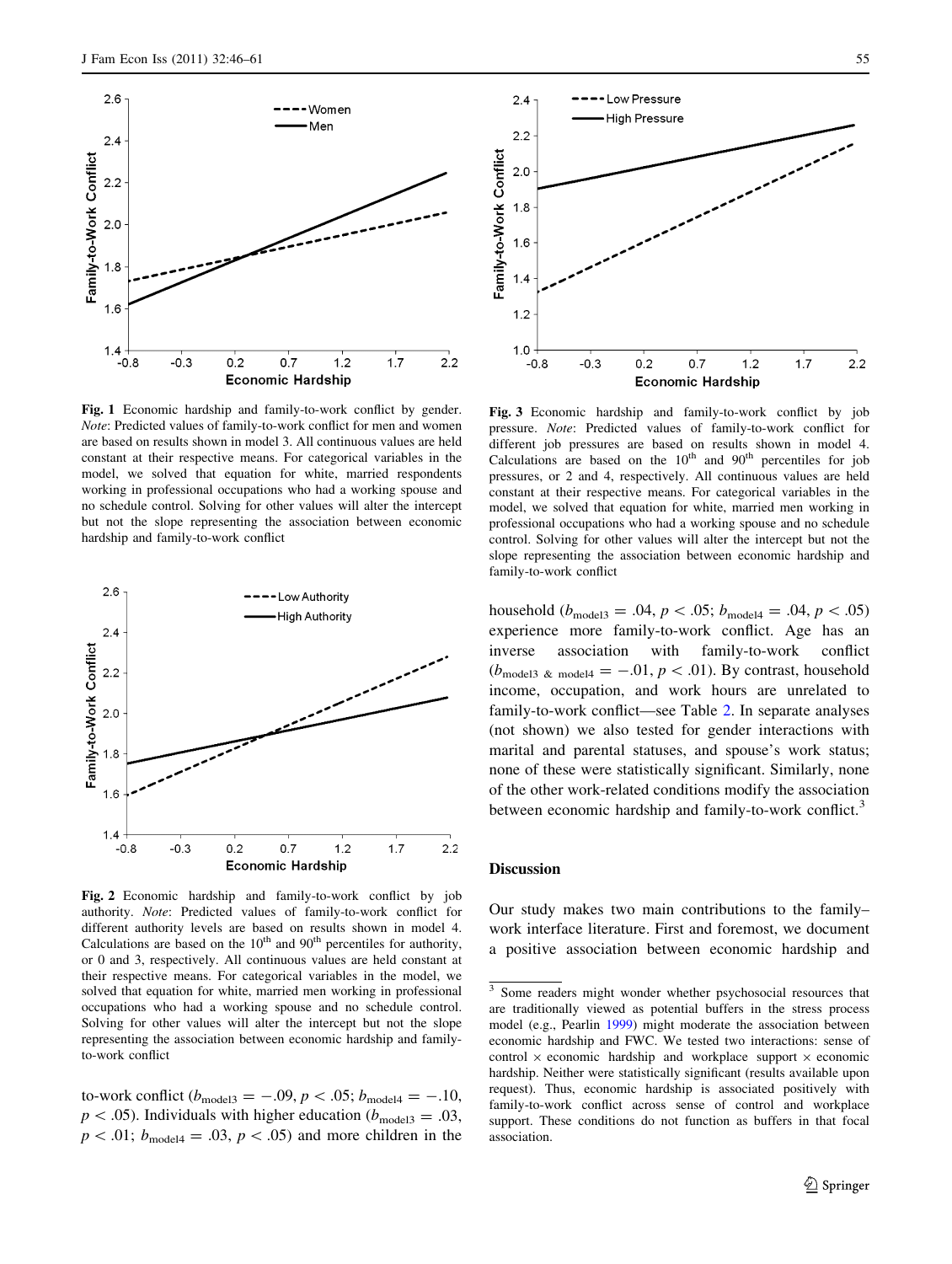Fig. 1 Economic hardship and family-to-work conflict by gender. *Note*: Predicted values of family-to-work conflict for men and women are based on results shown in model 3. All continuous values are held constant at their respective means. For categorical variables in the model, we solved that equation for white, married respondents working in professional occupations who had a working spouse and no schedule control. Solving for other values will alter the intercept but not the slope representing the association between economic hardship and family-to-work conflict

Fig. 2 Economic hardship and family-to-work conflict by job authority. *Note*: Predicted values of family-to-work conflict for different authority levels are based on results shown in model 4. Calculations are based on the 10th and 90th percentiles for authority, or 0 and 3, respectively. All continuous values are held constant at their respective means. For categorical variables in the model, we solved that equation for white, married men working in professional occupations who had a working spouse and no schedule control. Solving for other values will alter the intercept but not the slope representing the association between economic hardship and family-to-work conflict

to-work conflict ($b_{\text{model3}} = -.09$, $p < .05$; $b_{\text{model4}} = -.10$, $p < .05$). Individuals with higher education ($b_{\text{model3}} = .03$, $p < .01$; $b_{\text{model4}} = .03$, $p < .05$) and more children in the household ($b_{\text{model3}} = .04$, $p < .05$; $b_{\text{model4}} = .04$, $p < .05$) experience more family-to-work conflict. Age has an inverse association with family-to-work conflict ($b_{\text{model3 \& model4}} = -.01$, $p < .01$). By contrast, household income, occupation, and work hours are unrelated to family-to-work conflict—see Table 2. In separate analyses (not shown) we also tested for gender interactions with marital and parental statuses, and spouse's work status; none of these were statistically significant. Similarly, none of the other work-related conditions modify the association between economic hardship and family-to-work conflict.[3]

Fig. 3 Economic hardship and family-to-work conflict by job pressure. *Note*: Predicted values of family-to-work conflict for different job pressures are based on results shown in model 4. Calculations are based on the 10th and 90th percentiles for job pressures, or 2 and 4, respectively. All continuous values are held constant at their respective means. For categorical variables in the model, we solved that equation for white, married men working in professional occupations who had a working spouse and no schedule control. Solving for other values will alter the intercept but not the slope representing the association between economic hardship and family-to-work conflict

## Discussion

Our study makes two main contributions to the family–work interface literature. First and foremost, we document a positive association between economic hardship and

[3] Some readers might wonder whether psychosocial resources that are traditionally viewed as potential buffers in the stress process model (e.g., Pearlin 1999) might moderate the association between economic hardship and FWC. We tested two interactions: sense of control × economic hardship and workplace support × economic hardship. Neither were statistically significant (results available upon request). Thus, economic hardship is associated positively with family-to-work conflict across sense of control and workplace support. These conditions do not function as buffers in that focal association.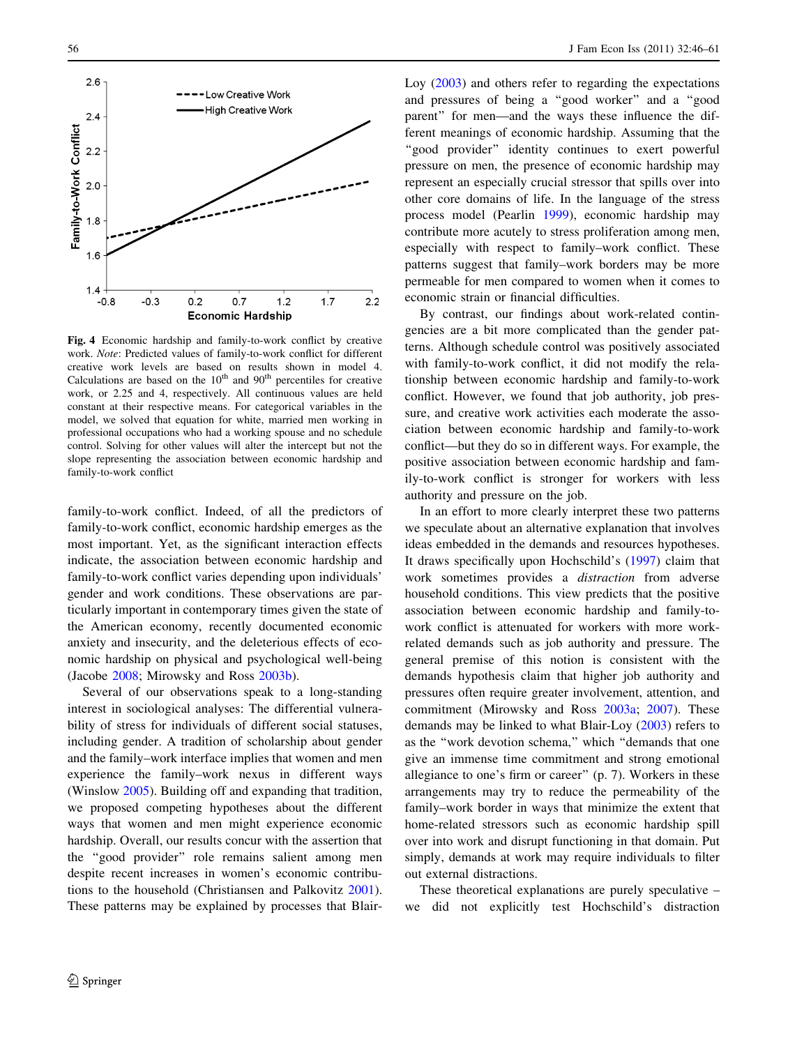2.6

2.4

2.2

2.0

1.8

1.6

1.4

Family-to-Work Conflict

-0.8 -0.3 0.2 0.7 1.2 1.7 2.2

Economic Hardship

Low Creative Work

High Creative Work

**Fig. 4** Economic hardship and family-to-work conflict by creative work. *Note*: Predicted values of family-to-work conflict for different creative work levels are based on results shown in model 4. Calculations are based on the 10th and 90th percentiles for creative work, or 2.25 and 4, respectively. All continuous values are held constant at their respective means. For categorical variables in the model, we solved that equation for white, married men working in professional occupations who had a working spouse and no schedule control. Solving for other values will alter the intercept but not the slope representing the association between economic hardship and family-to-work conflict

family-to-work conflict. Indeed, of all the predictors of family-to-work conflict, economic hardship emerges as the most important. Yet, as the significant interaction effects indicate, the association between economic hardship and family-to-work conflict varies depending upon individuals' gender and work conditions. These observations are particularly important in contemporary times given the state of the American economy, recently documented economic anxiety and insecurity, and the deleterious effects of economic hardship on physical and psychological well-being (Jacobe 2008; Mirowsky and Ross 2003b).

Several of our observations speak to a long-standing interest in sociological analyses: The differential vulnerability of stress for individuals of different social statuses, including gender. A tradition of scholarship about gender and the family–work interface implies that women and men experience the family–work nexus in different ways (Winslow 2005). Building off and expanding that tradition, we proposed competing hypotheses about the different ways that women and men might experience economic hardship. Overall, our results concur with the assertion that the "good provider" role remains salient among men despite recent increases in women's economic contributions to the household (Christiansen and Palkovitz 2001). These patterns may be explained by processes that Blair-Loy (2003) and others refer to regarding the expectations and pressures of being a "good worker" and a "good parent" for men—and the ways these influence the different meanings of economic hardship. Assuming that the "good provider" identity continues to exert powerful pressure on men, the presence of economic hardship may represent an especially crucial stressor that spills over into other core domains of life. In the language of the stress process model (Pearlin 1999), economic hardship may contribute more acutely to stress proliferation among men, especially with respect to family–work conflict. These patterns suggest that family–work borders may be more permeable for men compared to women when it comes to economic strain or financial difficulties.

By contrast, our findings about work-related contingencies are a bit more complicated than the gender patterns. Although schedule control was positively associated with family-to-work conflict, it did not modify the relationship between economic hardship and family-to-work conflict. However, we found that job authority, job pressure, and creative work activities each moderate the association between economic hardship and family-to-work conflict—but they do so in different ways. For example, the positive association between economic hardship and family-to-work conflict is stronger for workers with less authority and pressure on the job.

In an effort to more clearly interpret these two patterns we speculate about an alternative explanation that involves ideas embedded in the demands and resources hypotheses. It draws specifically upon Hochschild's (1997) claim that work sometimes provides a *distraction* from adverse household conditions. This view predicts that the positive association between economic hardship and family-to-work conflict is attenuated for workers with more work-related demands such as job authority and pressure. The general premise of this notion is consistent with the demands hypothesis claim that higher job authority and pressures often require greater involvement, attention, and commitment (Mirowsky and Ross 2003a; 2007). These demands may be linked to what Blair-Loy (2003) refers to as the "work devotion schema," which "demands that one give an immense time commitment and strong emotional allegiance to one's firm or career" (p. 7). Workers in these arrangements may try to reduce the permeability of the family–work border in ways that minimize the extent that home-related stressors such as economic hardship spill over into work and disrupt functioning in that domain. Put simply, demands at work may require individuals to filter out external distractions.

These theoretical explanations are purely speculative – we did not explicitly test Hochschild's distraction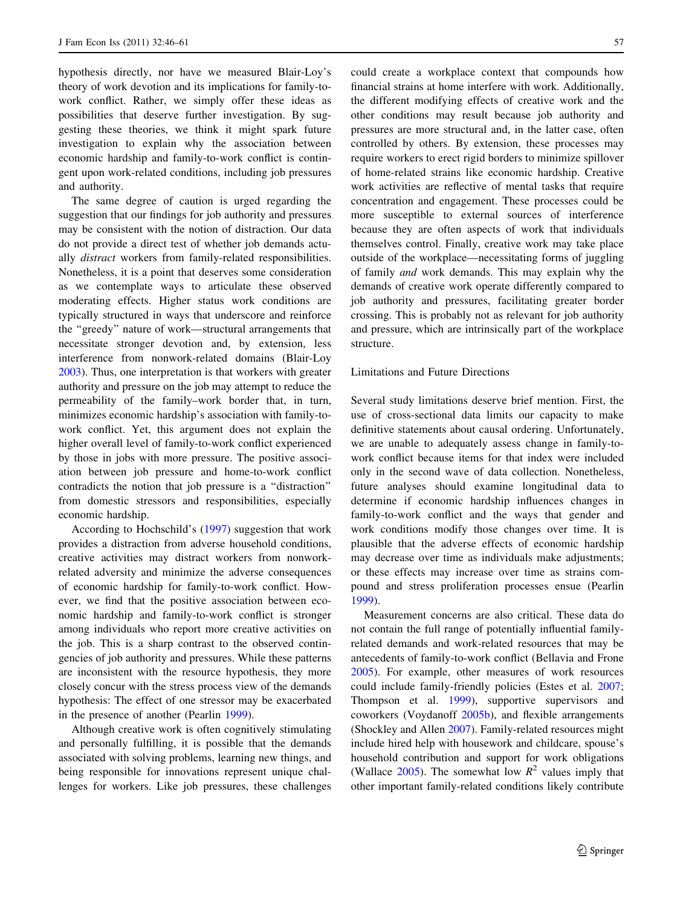hypothesis directly, nor have we measured Blair-Loy's theory of work devotion and its implications for family-to-work conflict. Rather, we simply offer these ideas as possibilities that deserve further investigation. By suggesting these theories, we think it might spark future investigation to explain why the association between economic hardship and family-to-work conflict is contingent upon work-related conditions, including job pressures and authority.

The same degree of caution is urged regarding the suggestion that our findings for job authority and pressures may be consistent with the notion of distraction. Our data do not provide a direct test of whether job demands actually *distract* workers from family-related responsibilities. Nonetheless, it is a point that deserves some consideration as we contemplate ways to articulate these observed moderating effects. Higher status work conditions are typically structured in ways that underscore and reinforce the "greedy" nature of work—structural arrangements that necessitate stronger devotion and, by extension, less interference from nonwork-related domains (Blair-Loy 2003). Thus, one interpretation is that workers with greater authority and pressure on the job may attempt to reduce the permeability of the family–work border that, in turn, minimizes economic hardship's association with family-to-work conflict. Yet, this argument does not explain the higher overall level of family-to-work conflict experienced by those in jobs with more pressure. The positive association between job pressure and home-to-work conflict contradicts the notion that job pressure is a "distraction" from domestic stressors and responsibilities, especially economic hardship.

According to Hochschild's (1997) suggestion that work provides a distraction from adverse household conditions, creative activities may distract workers from nonwork-related adversity and minimize the adverse consequences of economic hardship for family-to-work conflict. However, we find that the positive association between economic hardship and family-to-work conflict is stronger among individuals who report more creative activities on the job. This is a sharp contrast to the observed contingencies of job authority and pressures. While these patterns are inconsistent with the resource hypothesis, they more closely concur with the stress process view of the demands hypothesis: The effect of one stressor may be exacerbated in the presence of another (Pearlin 1999).

Although creative work is often cognitively stimulating and personally fulfilling, it is possible that the demands associated with solving problems, learning new things, and being responsible for innovations represent unique challenges for workers. Like job pressures, these challenges could create a workplace context that compounds how financial strains at home interfere with work. Additionally, the different modifying effects of creative work and the other conditions may result because job authority and pressures are more structural and, in the latter case, often controlled by others. By extension, these processes may require workers to erect rigid borders to minimize spillover of home-related strains like economic hardship. Creative work activities are reflective of mental tasks that require concentration and engagement. These processes could be more susceptible to external sources of interference because they are often aspects of work that individuals themselves control. Finally, creative work may take place outside of the workplace—necessitating forms of juggling of family *and* work demands. This may explain why the demands of creative work operate differently compared to job authority and pressures, facilitating greater border crossing. This is probably not as relevant for job authority and pressure, which are intrinsically part of the workplace structure.

### Limitations and Future Directions

Several study limitations deserve brief mention. First, the use of cross-sectional data limits our capacity to make definitive statements about causal ordering. Unfortunately, we are unable to adequately assess change in family-to-work conflict because items for that index were included only in the second wave of data collection. Nonetheless, future analyses should examine longitudinal data to determine if economic hardship influences changes in family-to-work conflict and the ways that gender and work conditions modify those changes over time. It is plausible that the adverse effects of economic hardship may decrease over time as individuals make adjustments; or these effects may increase over time as strains compound and stress proliferation processes ensue (Pearlin 1999).

Measurement concerns are also critical. These data do not contain the full range of potentially influential family-related demands and work-related resources that may be antecedents of family-to-work conflict (Bellavia and Frone 2005). For example, other measures of work resources could include family-friendly policies (Estes et al. 2007; Thompson et al. 1999), supportive supervisors and coworkers (Voydanoff 2005b), and flexible arrangements (Shockley and Allen 2007). Family-related resources might include hired help with housework and childcare, spouse's household contribution and support for work obligations (Wallace 2005). The somewhat low $R^2$ values imply that other important family-related conditions likely contribute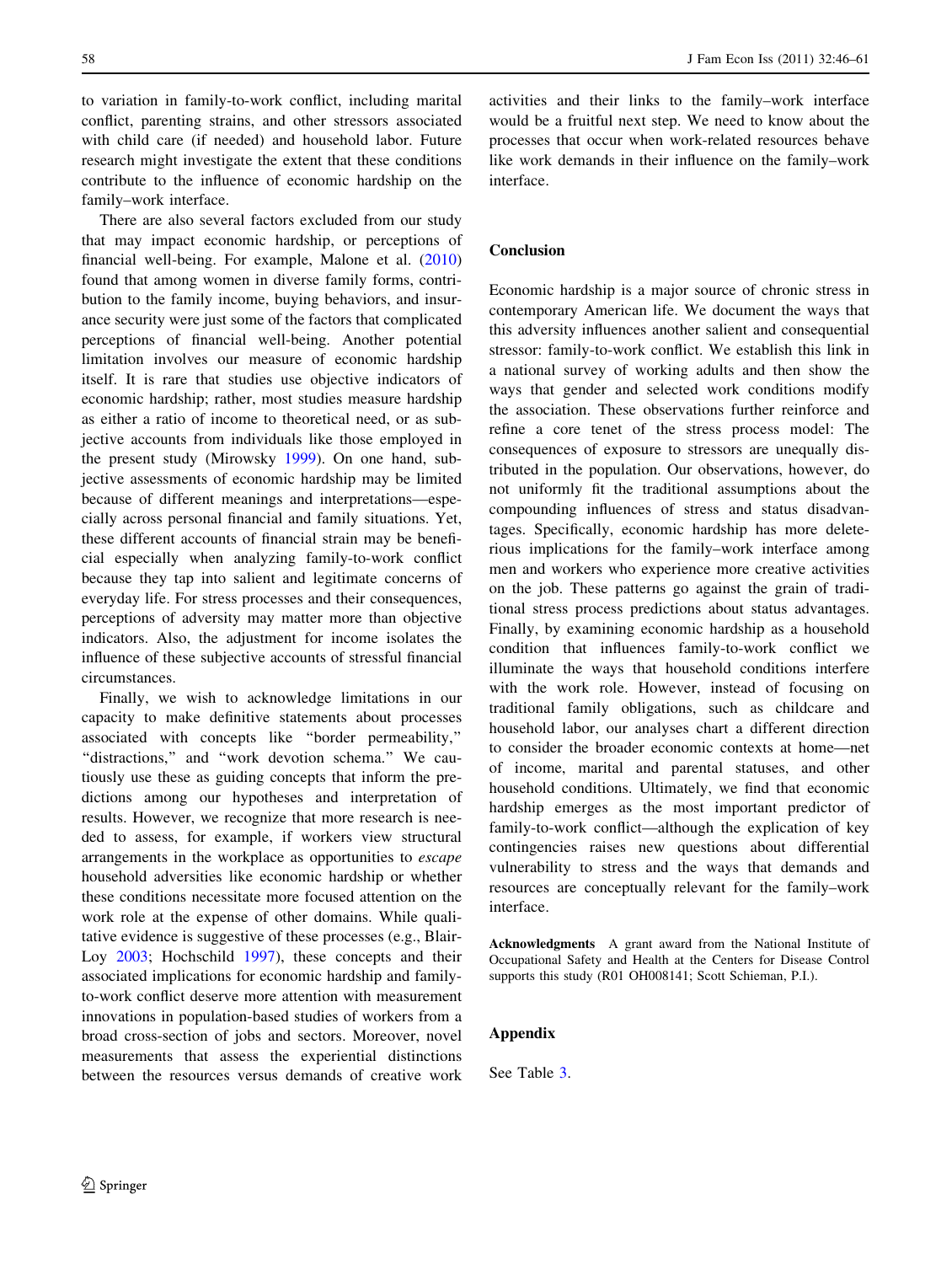to variation in family-to-work conflict, including marital conflict, parenting strains, and other stressors associated with child care (if needed) and household labor. Future research might investigate the extent that these conditions contribute to the influence of economic hardship on the family–work interface.

There are also several factors excluded from our study that may impact economic hardship, or perceptions of financial well-being. For example, Malone et al. (2010) found that among women in diverse family forms, contribution to the family income, buying behaviors, and insurance security were just some of the factors that complicated perceptions of financial well-being. Another potential limitation involves our measure of economic hardship itself. It is rare that studies use objective indicators of economic hardship; rather, most studies measure hardship as either a ratio of income to theoretical need, or as subjective accounts from individuals like those employed in the present study (Mirowsky 1999). On one hand, subjective assessments of economic hardship may be limited because of different meanings and interpretations—especially across personal financial and family situations. Yet, these different accounts of financial strain may be beneficial especially when analyzing family-to-work conflict because they tap into salient and legitimate concerns of everyday life. For stress processes and their consequences, perceptions of adversity may matter more than objective indicators. Also, the adjustment for income isolates the influence of these subjective accounts of stressful financial circumstances.

Finally, we wish to acknowledge limitations in our capacity to make definitive statements about processes associated with concepts like "border permeability," "distractions," and "work devotion schema." We cautiously use these as guiding concepts that inform the predictions among our hypotheses and interpretation of results. However, we recognize that more research is needed to assess, for example, if workers view structural arrangements in the workplace as opportunities to *escape* household adversities like economic hardship or whether these conditions necessitate more focused attention on the work role at the expense of other domains. While qualitative evidence is suggestive of these processes (e.g., Blair-Loy 2003; Hochschild 1997), these concepts and their associated implications for economic hardship and family-to-work conflict deserve more attention with measurement innovations in population-based studies of workers from a broad cross-section of jobs and sectors. Moreover, novel measurements that assess the experiential distinctions between the resources versus demands of creative work activities and their links to the family–work interface would be a fruitful next step. We need to know about the processes that occur when work-related resources behave like work demands in their influence on the family–work interface.

## Conclusion

Economic hardship is a major source of chronic stress in contemporary American life. We document the ways that this adversity influences another salient and consequential stressor: family-to-work conflict. We establish this link in a national survey of working adults and then show the ways that gender and selected work conditions modify the association. These observations further reinforce and refine a core tenet of the stress process model: The consequences of exposure to stressors are unequally distributed in the population. Our observations, however, do not uniformly fit the traditional assumptions about the compounding influences of stress and status disadvantages. Specifically, economic hardship has more deleterious implications for the family–work interface among men and workers who experience more creative activities on the job. These patterns go against the grain of traditional stress process predictions about status advantages. Finally, by examining economic hardship as a household condition that influences family-to-work conflict we illuminate the ways that household conditions interfere with the work role. However, instead of focusing on traditional family obligations, such as childcare and household labor, our analyses chart a different direction to consider the broader economic contexts at home—net of income, marital and parental statuses, and other household conditions. Ultimately, we find that economic hardship emerges as the most important predictor of family-to-work conflict—although the explication of key contingencies raises new questions about differential vulnerability to stress and the ways that demands and resources are conceptually relevant for the family–work interface.

**Acknowledgments** A grant award from the National Institute of Occupational Safety and Health at the Centers for Disease Control supports this study (R01 OH008141; Scott Schieman, P.I.).

## Appendix

See Table 3.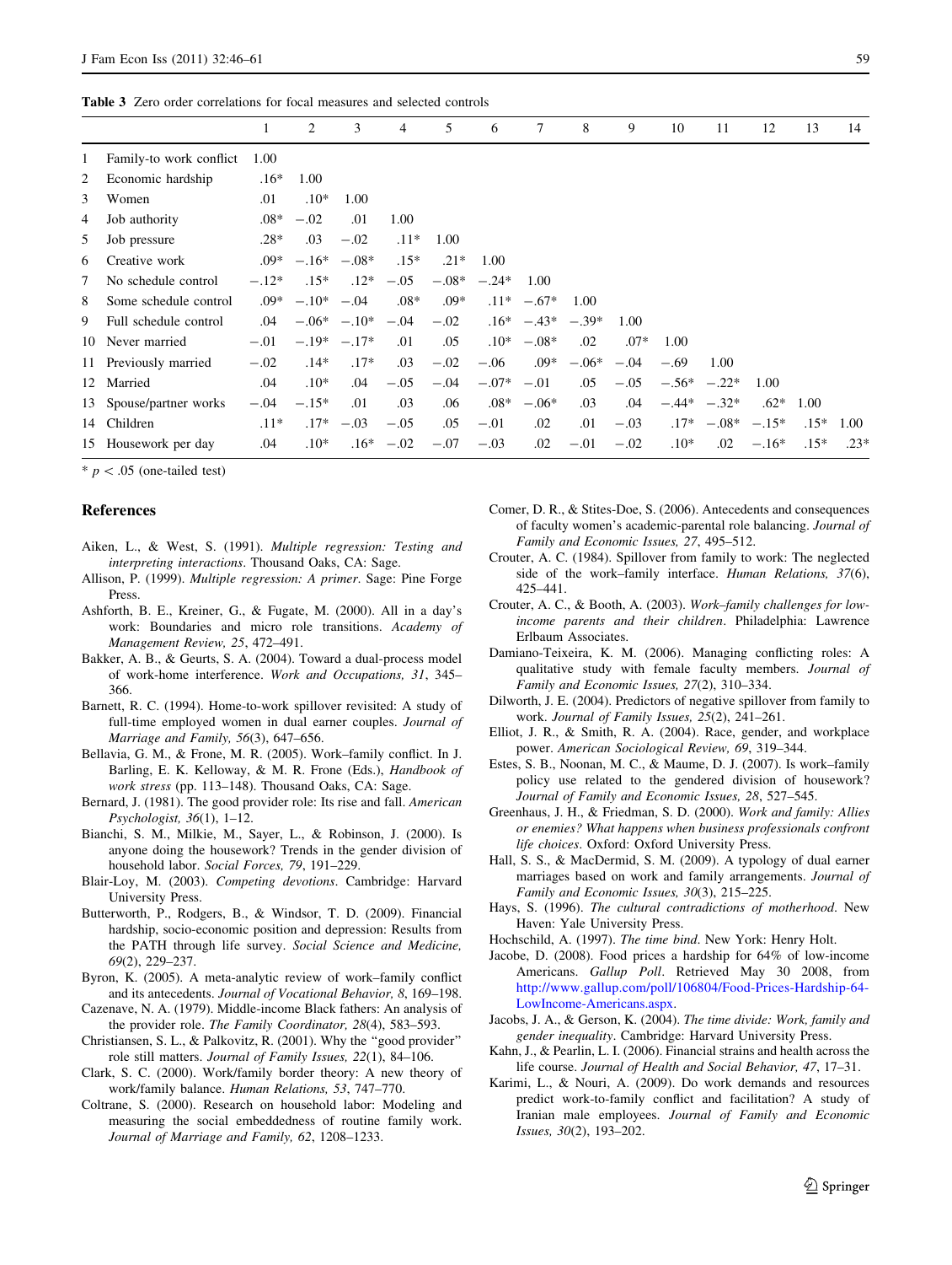**Table 3** Zero order correlations for focal measures and selected controls

| | | 1 | 2 | 3 | 4 | 5 | 6 | 7 | 8 | 9 | 10 | 11 | 12 | 13 | 14 |
|---|---|---|---|---|---|---|---|---|---|---|---|---|---|---|---|
| 1 | Family-to work conflict | 1.00 | | | | | | | | | | | | | |
| 2 | Economic hardship | .16* | 1.00 | | | | | | | | | | | | |
| 3 | Women | .01 | .10* | 1.00 | | | | | | | | | | | |
| 4 | Job authority | .08* | −.02 | .01 | 1.00 | | | | | | | | | | |
| 5 | Job pressure | .28* | .03 | −.02 | .11* | 1.00 | | | | | | | | | |
| 6 | Creative work | .09* | −.16* | −.08* | .15* | .21* | 1.00 | | | | | | | | |
| 7 | No schedule control | −.12* | .15* | .12* | −.05 | −.08* | −.24* | 1.00 | | | | | | | |
| 8 | Some schedule control | .09* | −.10* | −.04 | .08* | .09* | .11* | −.67* | 1.00 | | | | | | |
| 9 | Full schedule control | .04 | −.06* | −.10* | −.04 | −.02 | .16* | −.43* | −.39* | 1.00 | | | | | |
| 10 | Never married | −.01 | −.19* | −.17* | .01 | .05 | .10* | −.08* | .02 | .07* | 1.00 | | | | |
| 11 | Previously married | −.02 | .14* | .17* | .03 | −.02 | −.06 | .09* | −.06* | −.04 | −.69 | 1.00 | | | |
| 12 | Married | .04 | .10* | .04 | −.05 | −.04 | −.07* | −.01 | .05 | −.05 | −.56* | −.22* | 1.00 | | |
| 13 | Spouse/partner works | −.04 | −.15* | .01 | .03 | .06 | .08* | −.06* | .03 | .04 | −.44* | −.32* | .62* | 1.00 | |
| 14 | Children | .11* | .17* | −.03 | −.05 | .05 | −.01 | .02 | .01 | −.03 | .17* | −.08* | −.15* | .15* | 1.00 |
| 15 | Housework per day | .04 | .10* | .16* | −.02 | −.07 | −.03 | .02 | −.01 | −.02 | .10* | .02 | −.16* | .15* | .23* |

* $p < .05$ (one-tailed test)

## References

Aiken, L., & West, S. (1991). *Multiple regression: Testing and interpreting interactions*. Thousand Oaks, CA: Sage.

Allison, P. (1999). *Multiple regression: A primer*. Sage: Pine Forge Press.

Ashforth, B. E., Kreiner, G., & Fugate, M. (2000). All in a day's work: Boundaries and micro role transitions. *Academy of Management Review, 25*, 472–491.

Bakker, A. B., & Geurts, S. A. (2004). Toward a dual-process model of work-home interference. *Work and Occupations, 31*, 345–366.

Barnett, R. C. (1994). Home-to-work spillover revisited: A study of full-time employed women in dual earner couples. *Journal of Marriage and Family, 56*(3), 647–656.

Bellavia, G. M., & Frone, M. R. (2005). Work–family conflict. In J. Barling, E. K. Kelloway, & M. R. Frone (Eds.), *Handbook of work stress* (pp. 113–148). Thousand Oaks, CA: Sage.

Bernard, J. (1981). The good provider role: Its rise and fall. *American Psychologist, 36*(1), 1–12.

Bianchi, S. M., Milkie, M., Sayer, L., & Robinson, J. (2000). Is anyone doing the housework? Trends in the gender division of household labor. *Social Forces, 79*, 191–229.

Blair-Loy, M. (2003). *Competing devotions*. Cambridge: Harvard University Press.

Butterworth, P., Rodgers, B., & Windsor, T. D. (2009). Financial hardship, socio-economic position and depression: Results from the PATH through life survey. *Social Science and Medicine, 69*(2), 229–237.

Byron, K. (2005). A meta-analytic review of work–family conflict and its antecedents. *Journal of Vocational Behavior, 8*, 169–198.

Cazenave, N. A. (1979). Middle-income Black fathers: An analysis of the provider role. *The Family Coordinator, 28*(4), 583–593.

Christiansen, S. L., & Palkovitz, R. (2001). Why the "good provider" role still matters. *Journal of Family Issues, 22*(1), 84–106.

Clark, S. C. (2000). Work/family border theory: A new theory of work/family balance. *Human Relations, 53*, 747–770.

Coltrane, S. (2000). Research on household labor: Modeling and measuring the social embeddedness of routine family work. *Journal of Marriage and Family, 62*, 1208–1233.

Comer, D. R., & Stites-Doe, S. (2006). Antecedents and consequences of faculty women's academic-parental role balancing. *Journal of Family and Economic Issues, 27*, 495–512.

Crouter, A. C. (1984). Spillover from family to work: The neglected side of the work–family interface. *Human Relations, 37*(6), 425–441.

Crouter, A. C., & Booth, A. (2003). *Work–family challenges for low-income parents and their children*. Philadelphia: Lawrence Erlbaum Associates.

Damiano-Teixeira, K. M. (2006). Managing conflicting roles: A qualitative study with female faculty members. *Journal of Family and Economic Issues, 27*(2), 310–334.

Dilworth, J. E. (2004). Predictors of negative spillover from family to work. *Journal of Family Issues, 25*(2), 241–261.

Elliot, J. R., & Smith, R. A. (2004). Race, gender, and workplace power. *American Sociological Review, 69*, 319–344.

Estes, S. B., Noonan, M. C., & Maume, D. J. (2007). Is work–family policy use related to the gendered division of housework? *Journal of Family and Economic Issues, 28*, 527–545.

Greenhaus, J. H., & Friedman, S. D. (2000). *Work and family: Allies or enemies? What happens when business professionals confront life choices*. Oxford: Oxford University Press.

Hall, S. S., & MacDermid, S. M. (2009). A typology of dual earner marriages based on work and family arrangements. *Journal of Family and Economic Issues, 30*(3), 215–225.

Hays, S. (1996). *The cultural contradictions of motherhood*. New Haven: Yale University Press.

Hochschild, A. (1997). *The time bind*. New York: Henry Holt.

Jacobe, D. (2008). Food prices a hardship for 64% of low-income Americans. *Gallup Poll*. Retrieved May 30 2008, from http://www.gallup.com/poll/106804/Food-Prices-Hardship-64-LowIncome-Americans.aspx.

Jacobs, J. A., & Gerson, K. (2004). *The time divide: Work, family and gender inequality*. Cambridge: Harvard University Press.

Kahn, J., & Pearlin, L. I. (2006). Financial strains and health across the life course. *Journal of Health and Social Behavior, 47*, 17–31.

Karimi, L., & Nouri, A. (2009). Do work demands and resources predict work-to-family conflict and facilitation? A study of Iranian male employees. *Journal of Family and Economic Issues, 30*(2), 193–202.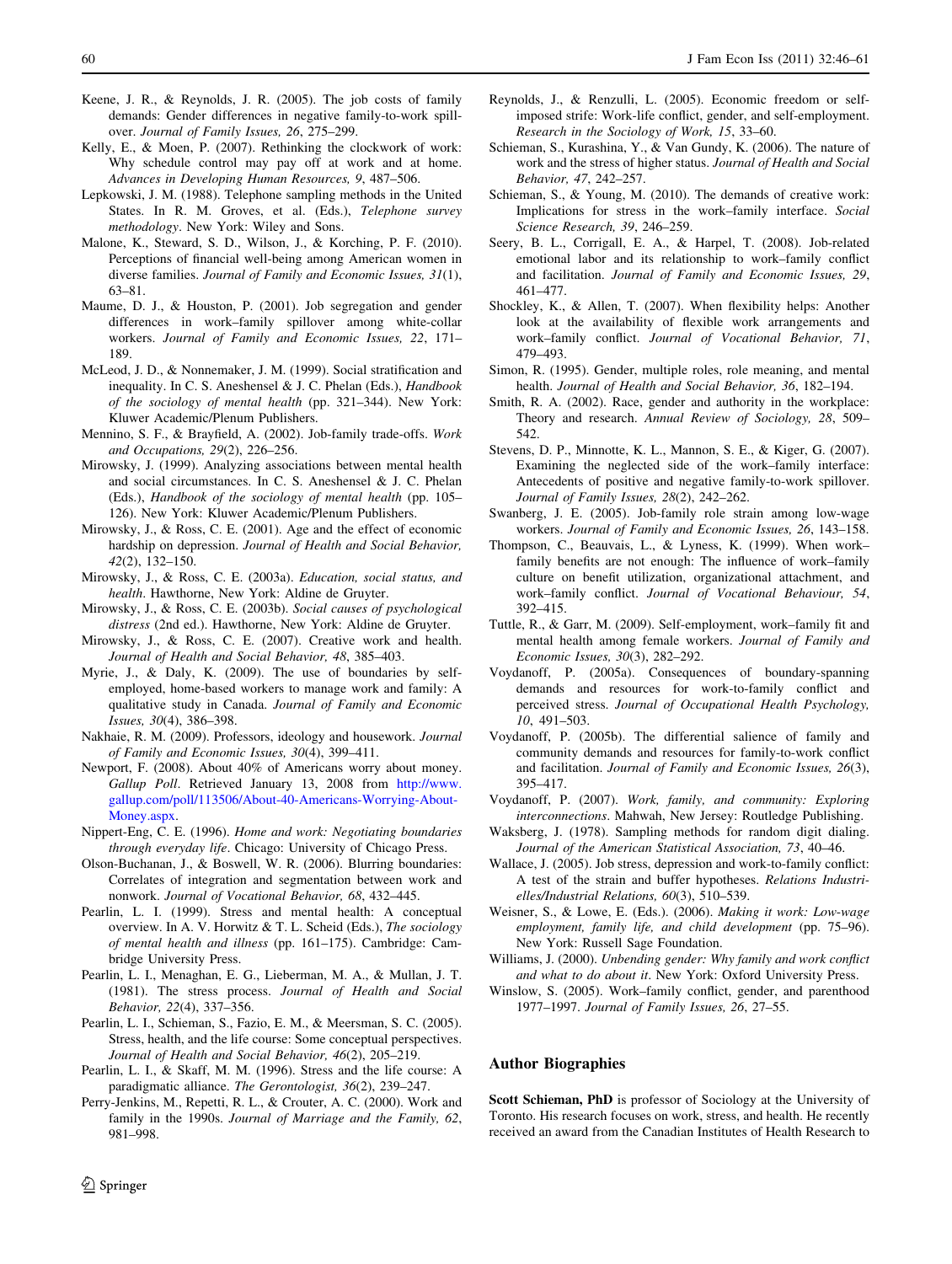Keene, J. R., & Reynolds, J. R. (2005). The job costs of family demands: Gender differences in negative family-to-work spillover. *Journal of Family Issues, 26*, 275–299.

Kelly, E., & Moen, P. (2007). Rethinking the clockwork of work: Why schedule control may pay off at work and at home. *Advances in Developing Human Resources, 9*, 487–506.

Lepkowski, J. M. (1988). Telephone sampling methods in the United States. In R. M. Groves, et al. (Eds.), *Telephone survey methodology*. New York: Wiley and Sons.

Malone, K., Steward, S. D., Wilson, J., & Korching, P. F. (2010). Perceptions of financial well-being among American women in diverse families. *Journal of Family and Economic Issues, 31*(1), 63–81.

Maume, D. J., & Houston, P. (2001). Job segregation and gender differences in work–family spillover among white-collar workers. *Journal of Family and Economic Issues, 22*, 171–189.

McLeod, J. D., & Nonnemaker, J. M. (1999). Social stratification and inequality. In C. S. Aneshensel & J. C. Phelan (Eds.), *Handbook of the sociology of mental health* (pp. 321–344). New York: Kluwer Academic/Plenum Publishers.

Mennino, S. F., & Brayfield, A. (2002). Job-family trade-offs. *Work and Occupations, 29*(2), 226–256.

Mirowsky, J. (1999). Analyzing associations between mental health and social circumstances. In C. S. Aneshensel & J. C. Phelan (Eds.), *Handbook of the sociology of mental health* (pp. 105–126). New York: Kluwer Academic/Plenum Publishers.

Mirowsky, J., & Ross, C. E. (2001). Age and the effect of economic hardship on depression. *Journal of Health and Social Behavior, 42*(2), 132–150.

Mirowsky, J., & Ross, C. E. (2003a). *Education, social status, and health*. Hawthorne, New York: Aldine de Gruyter.

Mirowsky, J., & Ross, C. E. (2003b). *Social causes of psychological distress* (2nd ed.). Hawthorne, New York: Aldine de Gruyter.

Mirowsky, J., & Ross, C. E. (2007). Creative work and health. *Journal of Health and Social Behavior, 48*, 385–403.

Myrie, J., & Daly, K. (2009). The use of boundaries by self-employed, home-based workers to manage work and family: A qualitative study in Canada. *Journal of Family and Economic Issues, 30*(4), 386–398.

Nakhaie, R. M. (2009). Professors, ideology and housework. *Journal of Family and Economic Issues, 30*(4), 399–411.

Newport, F. (2008). About 40% of Americans worry about money. *Gallup Poll*. Retrieved January 13, 2008 from http://www.gallup.com/poll/113506/About-40-Americans-Worrying-About-Money.aspx.

Nippert-Eng, C. E. (1996). *Home and work: Negotiating boundaries through everyday life*. Chicago: University of Chicago Press.

Olson-Buchanan, J., & Boswell, W. R. (2006). Blurring boundaries: Correlates of integration and segmentation between work and nonwork. *Journal of Vocational Behavior, 68*, 432–445.

Pearlin, L. I. (1999). Stress and mental health: A conceptual overview. In A. V. Horwitz & T. L. Scheid (Eds.), *The sociology of mental health and illness* (pp. 161–175). Cambridge: Cambridge University Press.

Pearlin, L. I., Menaghan, E. G., Lieberman, M. A., & Mullan, J. T. (1981). The stress process. *Journal of Health and Social Behavior, 22*(4), 337–356.

Pearlin, L. I., Schieman, S., Fazio, E. M., & Meersman, S. C. (2005). Stress, health, and the life course: Some conceptual perspectives. *Journal of Health and Social Behavior, 46*(2), 205–219.

Pearlin, L. I., & Skaff, M. M. (1996). Stress and the life course: A paradigmatic alliance. *The Gerontologist, 36*(2), 239–247.

Perry-Jenkins, M., Repetti, R. L., & Crouter, A. C. (2000). Work and family in the 1990s. *Journal of Marriage and the Family, 62*, 981–998.

Reynolds, J., & Renzulli, L. (2005). Economic freedom or self-imposed strife: Work-life conflict, gender, and self-employment. *Research in the Sociology of Work, 15*, 33–60.

Schieman, S., Kurashina, Y., & Van Gundy, K. (2006). The nature of work and the stress of higher status. *Journal of Health and Social Behavior, 47*, 242–257.

Schieman, S., & Young, M. (2010). The demands of creative work: Implications for stress in the work–family interface. *Social Science Research, 39*, 246–259.

Seery, B. L., Corrigall, E. A., & Harpel, T. (2008). Job-related emotional labor and its relationship to work–family conflict and facilitation. *Journal of Family and Economic Issues, 29*, 461–477.

Shockley, K., & Allen, T. (2007). When flexibility helps: Another look at the availability of flexible work arrangements and work–family conflict. *Journal of Vocational Behavior, 71*, 479–493.

Simon, R. (1995). Gender, multiple roles, role meaning, and mental health. *Journal of Health and Social Behavior, 36*, 182–194.

Smith, R. A. (2002). Race, gender and authority in the workplace: Theory and research. *Annual Review of Sociology, 28*, 509–542.

Stevens, D. P., Minnotte, K. L., Mannon, S. E., & Kiger, G. (2007). Examining the neglected side of the work–family interface: Antecedents of positive and negative family-to-work spillover. *Journal of Family Issues, 28*(2), 242–262.

Swanberg, J. E. (2005). Job-family role strain among low-wage workers. *Journal of Family and Economic Issues, 26*, 143–158.

Thompson, C., Beauvais, L., & Lyness, K. (1999). When work–family benefits are not enough: The influence of work–family culture on benefit utilization, organizational attachment, and work–family conflict. *Journal of Vocational Behaviour, 54*, 392–415.

Tuttle, R., & Garr, M. (2009). Self-employment, work–family fit and mental health among female workers. *Journal of Family and Economic Issues, 30*(3), 282–292.

Voydanoff, P. (2005a). Consequences of boundary-spanning demands and resources for work-to-family conflict and perceived stress. *Journal of Occupational Health Psychology, 10*, 491–503.

Voydanoff, P. (2005b). The differential salience of family and community demands and resources for family-to-work conflict and facilitation. *Journal of Family and Economic Issues, 26*(3), 395–417.

Voydanoff, P. (2007). *Work, family, and community: Exploring interconnections*. Mahwah, New Jersey: Routledge Publishing.

Waksberg, J. (1978). Sampling methods for random digit dialing. *Journal of the American Statistical Association, 73*, 40–46.

Wallace, J. (2005). Job stress, depression and work-to-family conflict: A test of the strain and buffer hypotheses. *Relations Industrielles/Industrial Relations, 60*(3), 510–539.

Weisner, S., & Lowe, E. (Eds.). (2006). *Making it work: Low-wage employment, family life, and child development* (pp. 75–96). New York: Russell Sage Foundation.

Williams, J. (2000). *Unbending gender: Why family and work conflict and what to do about it*. New York: Oxford University Press.

Winslow, S. (2005). Work–family conflict, gender, and parenthood 1977–1997. *Journal of Family Issues, 26*, 27–55.

## Author Biographies

**Scott Schieman, PhD** is professor of Sociology at the University of Toronto. His research focuses on work, stress, and health. He recently received an award from the Canadian Institutes of Health Research to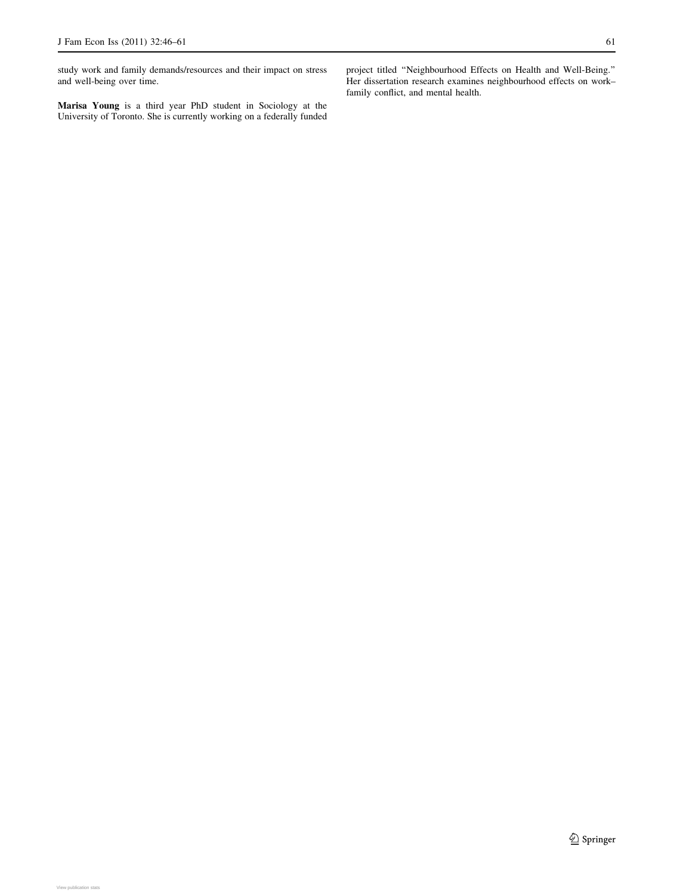study work and family demands/resources and their impact on stress and well-being over time.

**Marisa Young** is a third year PhD student in Sociology at the University of Toronto. She is currently working on a federally funded project titled "Neighbourhood Effects on Health and Well-Being." Her dissertation research examines neighbourhood effects on work–family conflict, and mental health.